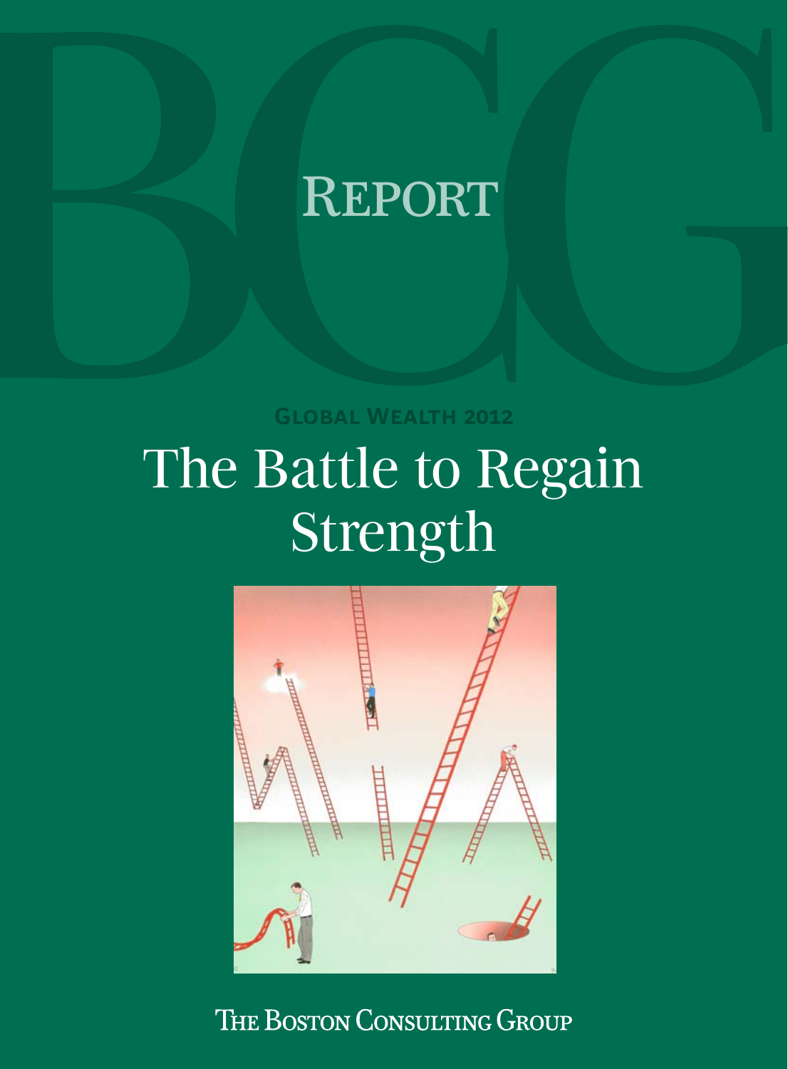# REPORT

**Global Wealth 2012**

# The Battle to Regain Strength

The Boston Consulting Group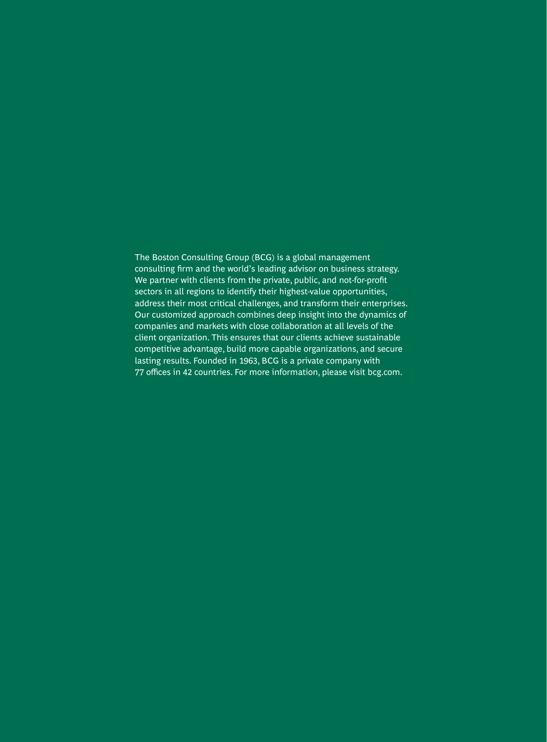The Boston Consulting Group (BCG) is a global management consulting firm and the world's leading advisor on business strategy. We partner with clients from the private, public, and not-for-profit sectors in all regions to identify their highest-value opportunities, address their most critical challenges, and transform their enterprises. Our customized approach combines deep insight into the dynamics of companies and markets with close collaboration at all levels of the client organization. This ensures that our clients achieve sustainable competitive advantage, build more capable organizations, and secure lasting results. Founded in 1963, BCG is a private company with 77 offices in 42 countries. For more information, please visit bcg.com.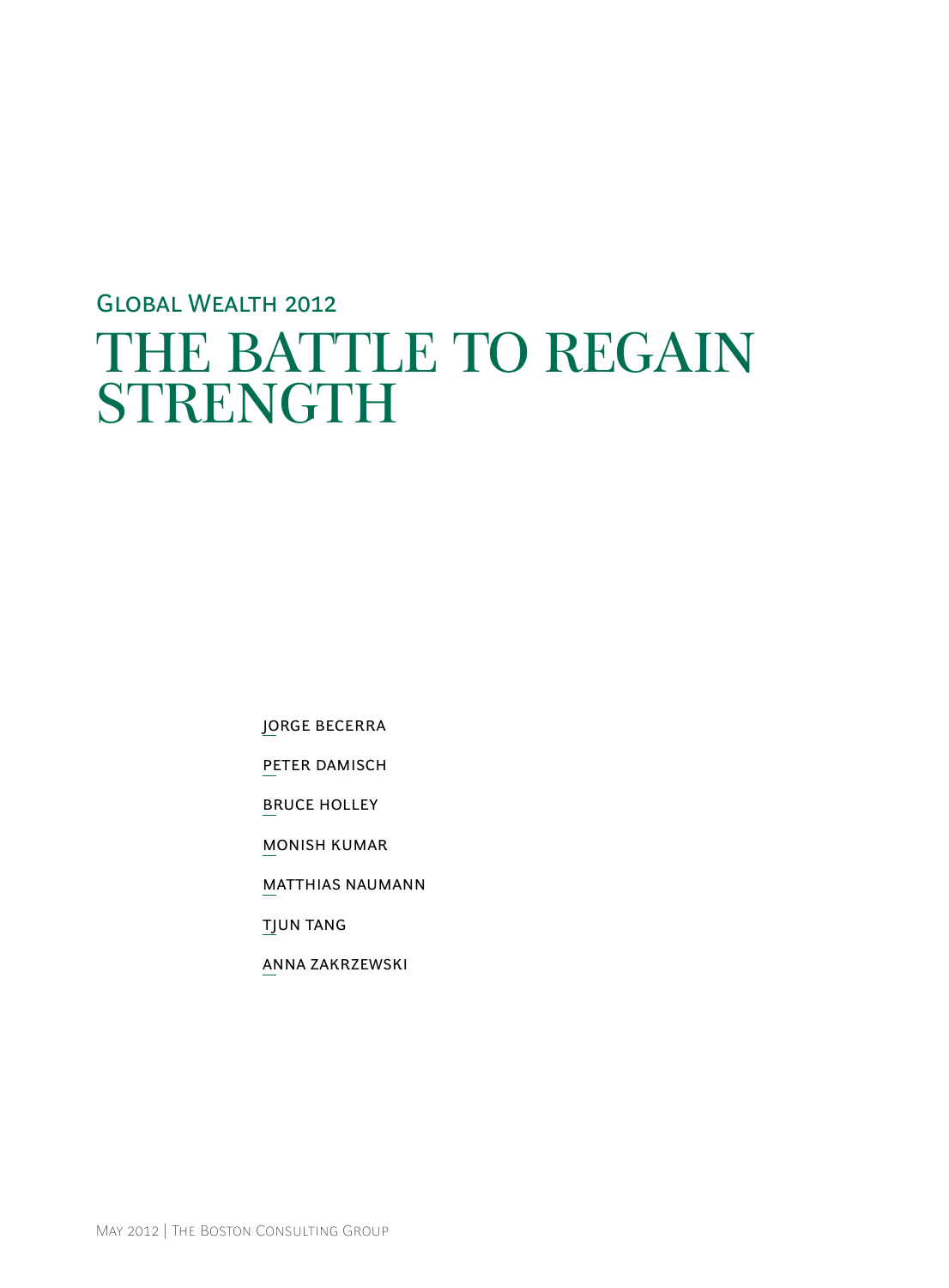Global Wealth 2012

# THE BATTLE TO REGAIN STRENGTH

JORGE BECERRA

PETER DAMISCH

BRUCE HOLLEY

MONISH KUMAR

MATTHIAS NAUMANN

TJUN TANG

ANNA ZAKRZEWSKI

May 2012 | The Boston Consulting Group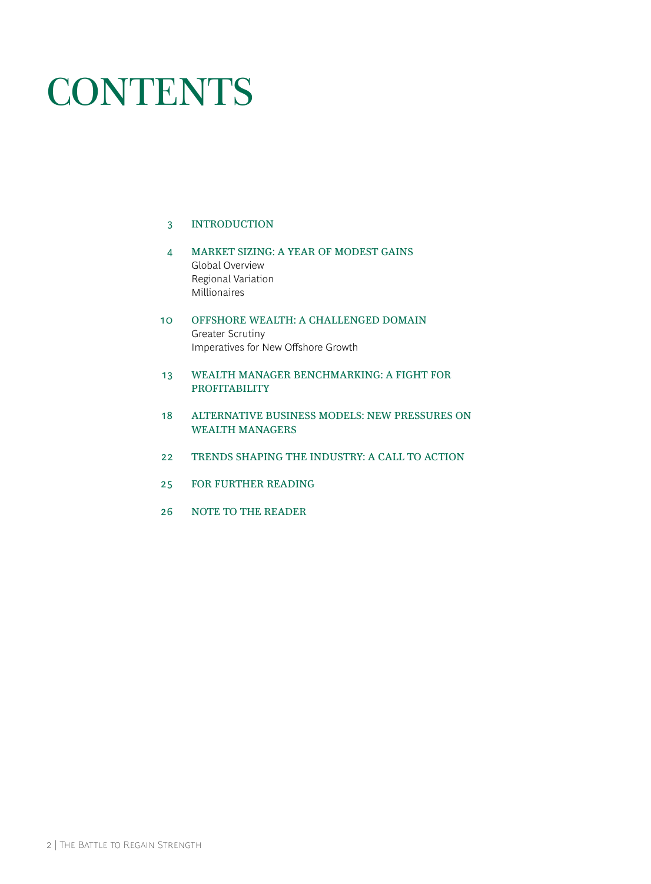# CONTENTS

3 INTRODUCTION

4 MARKET SIZING: A YEAR OF MODEST GAINS
Global Overview
Regional Variation
Millionaires

10 OFFSHORE WEALTH: A CHALLENGED DOMAIN
Greater Scrutiny
Imperatives for New Offshore Growth

13 WEALTH MANAGER BENCHMARKING: A FIGHT FOR PROFITABILITY

18 ALTERNATIVE BUSINESS MODELS: NEW PRESSURES ON WEALTH MANAGERS

22 TRENDS SHAPING THE INDUSTRY: A CALL TO ACTION

25 FOR FURTHER READING

26 NOTE TO THE READER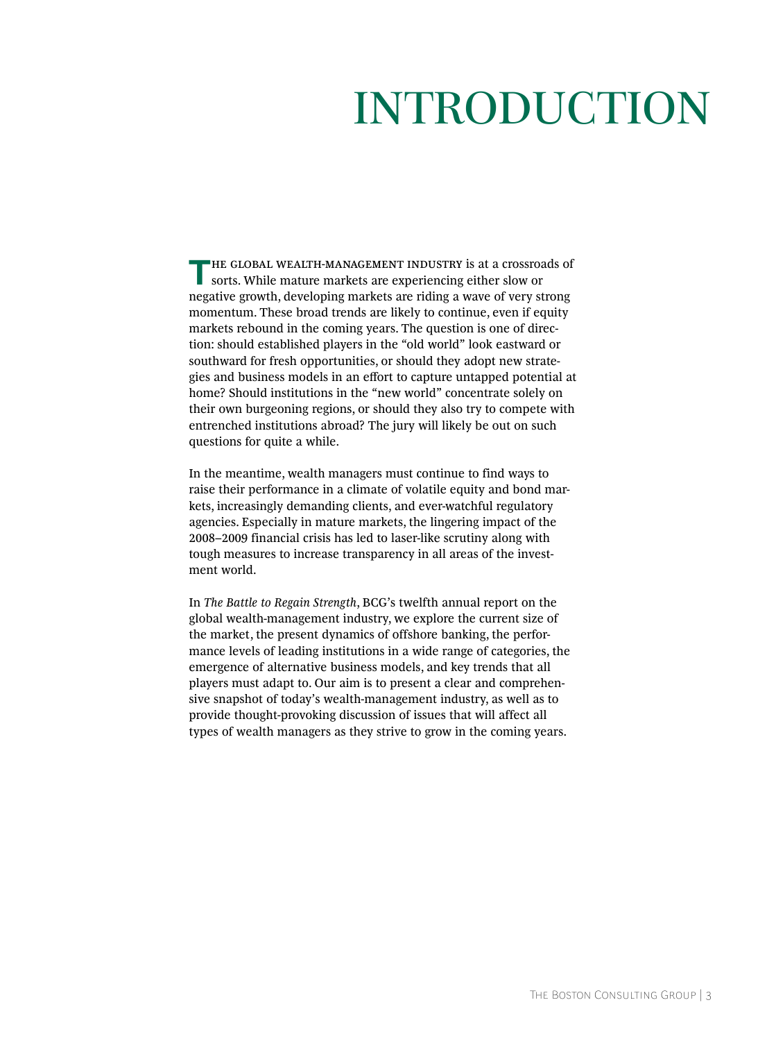# INTRODUCTION

The global wealth-management industry is at a crossroads of sorts. While mature markets are experiencing either slow or negative growth, developing markets are riding a wave of very strong momentum. These broad trends are likely to continue, even if equity markets rebound in the coming years. The question is one of direction: should established players in the "old world" look eastward or southward for fresh opportunities, or should they adopt new strategies and business models in an effort to capture untapped potential at home? Should institutions in the "new world" concentrate solely on their own burgeoning regions, or should they also try to compete with entrenched institutions abroad? The jury will likely be out on such questions for quite a while.

In the meantime, wealth managers must continue to find ways to raise their performance in a climate of volatile equity and bond markets, increasingly demanding clients, and ever-watchful regulatory agencies. Especially in mature markets, the lingering impact of the 2008–2009 financial crisis has led to laser-like scrutiny along with tough measures to increase transparency in all areas of the investment world.

In *The Battle to Regain Strength*, BCG's twelfth annual report on the global wealth-management industry, we explore the current size of the market, the present dynamics of offshore banking, the performance levels of leading institutions in a wide range of categories, the emergence of alternative business models, and key trends that all players must adapt to. Our aim is to present a clear and comprehensive snapshot of today's wealth-management industry, as well as to provide thought-provoking discussion of issues that will affect all types of wealth managers as they strive to grow in the coming years.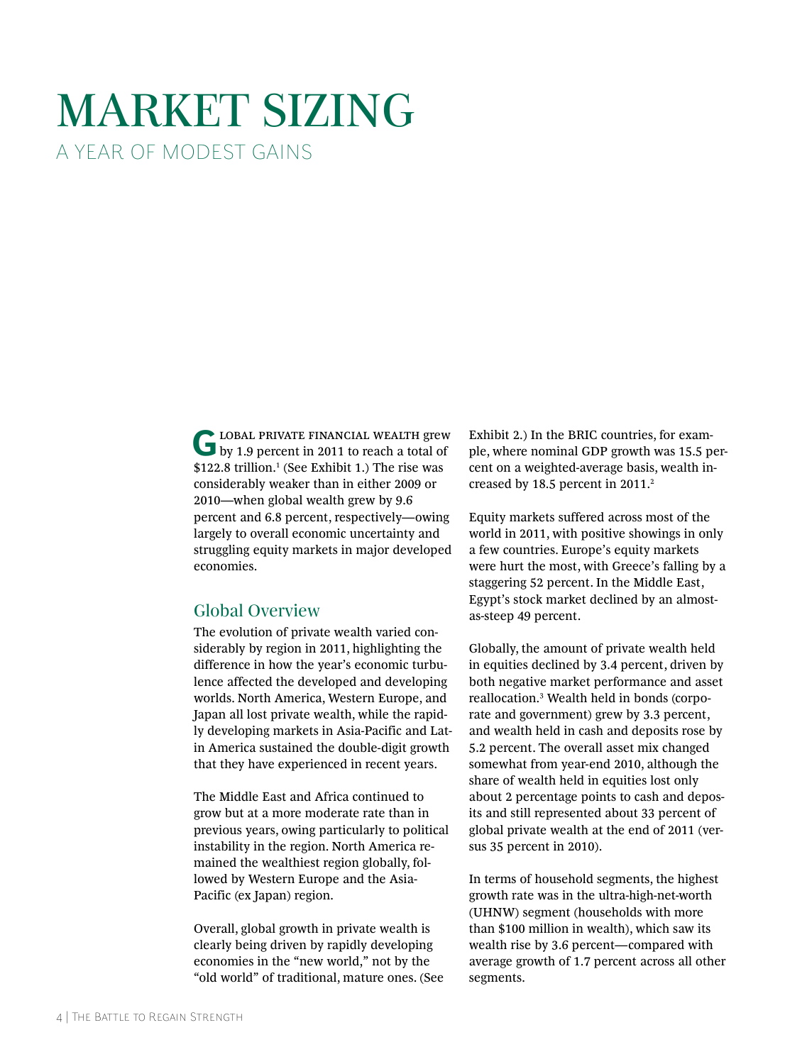# MARKET SIZING

## A YEAR OF MODEST GAINS

Global private financial wealth grew by 1.9 percent in 2011 to reach a total of $122.8 trillion.[1] (See Exhibit 1.) The rise was considerably weaker than in either 2009 or 2010—when global wealth grew by 9.6 percent and 6.8 percent, respectively—owing largely to overall economic uncertainty and struggling equity markets in major developed economies.

### Global Overview

The evolution of private wealth varied considerably by region in 2011, highlighting the difference in how the year's economic turbulence affected the developed and developing worlds. North America, Western Europe, and Japan all lost private wealth, while the rapidly developing markets in Asia-Pacific and Latin America sustained the double-digit growth that they have experienced in recent years.

The Middle East and Africa continued to grow but at a more moderate rate than in previous years, owing particularly to political instability in the region. North America remained the wealthiest region globally, followed by Western Europe and the Asia-Pacific (ex Japan) region.

Overall, global growth in private wealth is clearly being driven by rapidly developing economies in the "new world," not by the "old world" of traditional, mature ones. (See Exhibit 2.) In the BRIC countries, for example, where nominal GDP growth was 15.5 percent on a weighted-average basis, wealth increased by 18.5 percent in 2011.[2]

Equity markets suffered across most of the world in 2011, with positive showings in only a few countries. Europe's equity markets were hurt the most, with Greece's falling by a staggering 52 percent. In the Middle East, Egypt's stock market declined by an almost-as-steep 49 percent.

Globally, the amount of private wealth held in equities declined by 3.4 percent, driven by both negative market performance and asset reallocation.[3] Wealth held in bonds (corporate and government) grew by 3.3 percent, and wealth held in cash and deposits rose by 5.2 percent. The overall asset mix changed somewhat from year-end 2010, although the share of wealth held in equities lost only about 2 percentage points to cash and deposits and still represented about 33 percent of global private wealth at the end of 2011 (versus 35 percent in 2010).

In terms of household segments, the highest growth rate was in the ultra-high-net-worth (UHNW) segment (households with more than $100 million in wealth), which saw its wealth rise by 3.6 percent—compared with average growth of 1.7 percent across all other segments.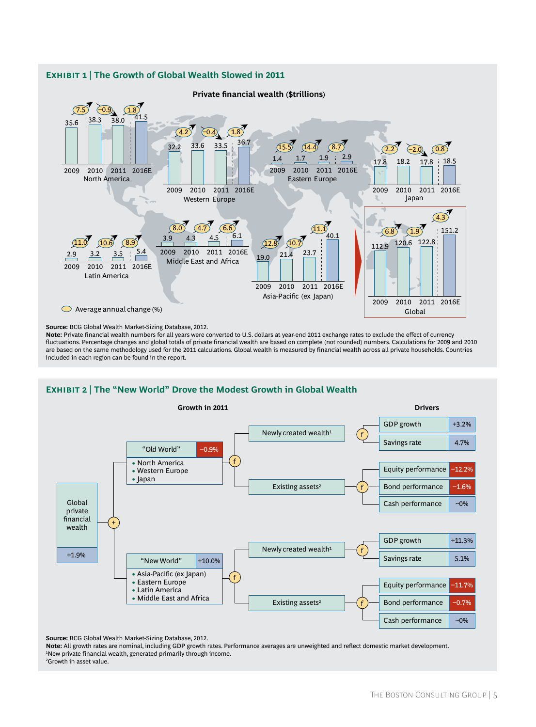## EXHIBIT 1 | The Growth of Global Wealth Slowed in 2011

**Private financial wealth ($trillions)**

| Region | 2009 | 2010 | 2011 | 2016E |
|---|---|---|---|---|
| North America | 35.6 | 38.3 | 38.0 | 41.5 |
| Western Europe | 32.2 | 33.6 | 33.5 | 36.7 |
| Eastern Europe | 1.4 | 1.7 | 1.9 | 2.9 |
| Japan | 17.8 | 18.2 | 17.8 | 18.5 |
| Latin America | 2.9 | 3.2 | 3.5 | 5.4 |
| Middle East and Africa | 3.9 | 4.3 | 4.5 | 6.1 |
| Asia-Pacific (ex Japan) | 19.0 | 21.4 | 23.7 | 40.1 |
| Global | 112.9 | 120.6 | 122.8 | 151.2 |

Average annual change (%)

| Region | 2009–2010 | 2010–2011 | 2011–2016E |
|---|---|---|---|
| North America | 7.5 | –0.9 | 1.8 |
| Western Europe | 4.2 | –0.4 | 1.8 |
| Eastern Europe | 15.5 | 14.4 | 8.7 |
| Japan | 2.2 | –2.0 | 0.8 |
| Latin America | 11.0 | 10.6 | 8.9 |
| Middle East and Africa | 8.0 | 4.7 | 6.6 |
| Asia-Pacific (ex Japan) | 12.8 | 10.7 | 11.1 |
| Global | 6.8 | 1.9 | 4.3 |

**Source:** BCG Global Wealth Market-Sizing Database, 2012.
**Note:** Private financial wealth numbers for all years were converted to U.S. dollars at year-end 2011 exchange rates to exclude the effect of currency fluctuations. Percentage changes and global totals of private financial wealth are based on complete (not rounded) numbers. Calculations for 2009 and 2010 are based on the same methodology used for the 2011 calculations. Global wealth is measured by financial wealth across all private households. Countries included in each region can be found in the report.

## EXHIBIT 2 | The "New World" Drove the Modest Growth in Global Wealth

**Growth in 2011**

Global private financial wealth: +1.9%

- "Old World" (North America, Western Europe, Japan): –0.9%
  - Newly created wealth[1]
    - GDP growth: +3.2%
    - Savings rate: 4.7%
  - Existing assets[2]
    - Equity performance: –12.2%
    - Bond performance: –1.6%
    - Cash performance: ~0%
- "New World" (Asia-Pacific (ex Japan), Eastern Europe, Latin America, Middle East and Africa): +10.0%
  - Newly created wealth[1]
    - GDP growth: +11.3%
    - Savings rate: 5.1%
  - Existing assets[2]
    - Equity performance: –11.7%
    - Bond performance: –0.7%
    - Cash performance: ~0%

**Source:** BCG Global Wealth Market-Sizing Database, 2012.
**Note:** All growth rates are nominal, including GDP growth rates. Performance averages are unweighted and reflect domestic market development.
[1]New private financial wealth, generated primarily through income.
[2]Growth in asset value.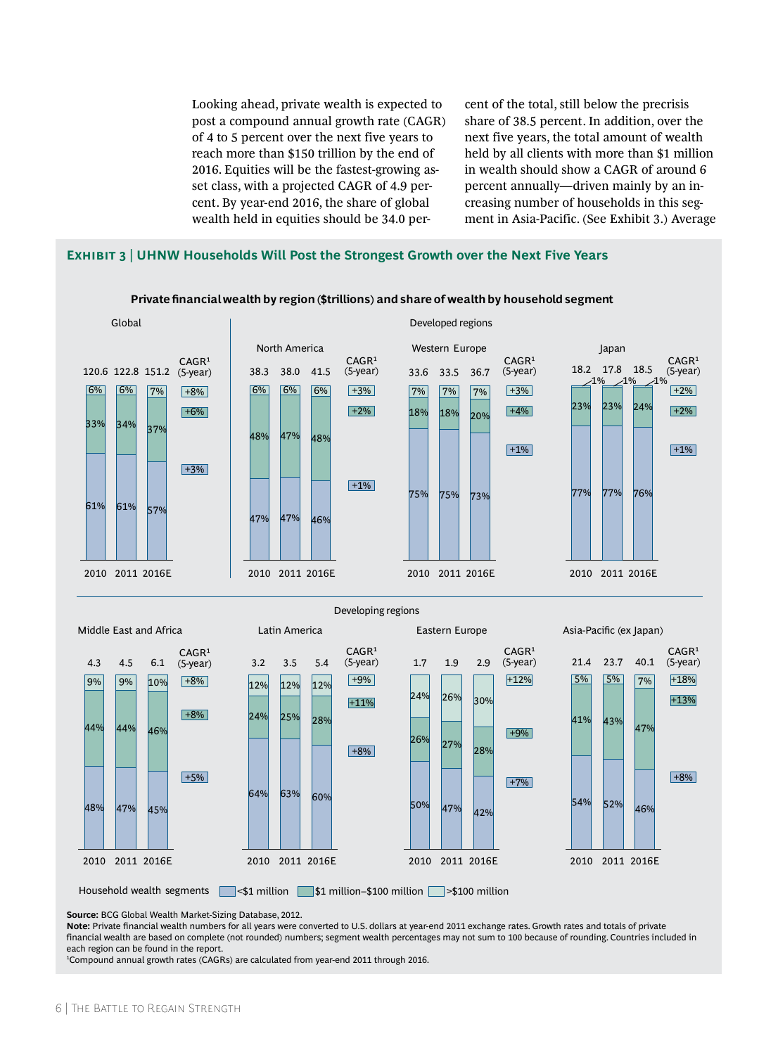Looking ahead, private wealth is expected to post a compound annual growth rate (CAGR) of 4 to 5 percent over the next five years to reach more than $150 trillion by the end of 2016. Equities will be the fastest-growing asset class, with a projected CAGR of 4.9 percent. By year-end 2016, the share of global wealth held in equities should be 34.0 percent of the total, still below the precrisis share of 38.5 percent. In addition, over the next five years, the total amount of wealth held by all clients with more than $1 million in wealth should show a CAGR of around 6 percent annually—driven mainly by an increasing number of households in this segment in Asia-Pacific. (See Exhibit 3.) Average

**Exhibit 3 | UHNW Households Will Post the Strongest Growth over the Next Five Years**

**Private financial wealth by region ($trillions) and share of wealth by household segment**

| Region | Year | Total ($trillions) | <$1 million | $1 million–$100 million | >$100 million |
|---|---|---|---|---|---|
| Global | 2010 | 120.6 | 61% | 33% | 6% |
| | 2011 | 122.8 | 61% | 34% | 6% |
| | 2016E | 151.2 | 57% | 37% | 7% |
| | CAGR[1] (5-year) | | +3% | +6% | +8% |
| **Developed regions** | | | | | |
| North America | 2010 | 38.3 | 47% | 48% | 6% |
| | 2011 | 38.0 | 47% | 47% | 6% |
| | 2016E | 41.5 | 46% | 48% | 6% |
| | CAGR[1] (5-year) | | +1% | +2% | +3% |
| Western Europe | 2010 | 33.6 | 75% | 18% | 7% |
| | 2011 | 33.5 | 75% | 18% | 7% |
| | 2016E | 36.7 | 73% | 20% | 7% |
| | CAGR[1] (5-year) | | +1% | +4% | +3% |
| Japan | 2010 | 18.2 | 77% | 23% | 1% |
| | 2011 | 17.8 | 77% | 23% | 1% |
| | 2016E | 18.5 | 76% | 24% | 1% |
| | CAGR[1] (5-year) | | +1% | +2% | +2% |
| **Developing regions** | | | | | |
| Middle East and Africa | 2010 | 4.3 | 48% | 44% | 9% |
| | 2011 | 4.5 | 47% | 44% | 9% |
| | 2016E | 6.1 | 45% | 46% | 10% |
| | CAGR[1] (5-year) | | +5% | +8% | +8% |
| Latin America | 2010 | 3.2 | 64% | 24% | 12% |
| | 2011 | 3.5 | 63% | 25% | 12% |
| | 2016E | 5.4 | 60% | 28% | 12% |
| | CAGR[1] (5-year) | | +8% | +11% | +9% |
| Eastern Europe | 2010 | 1.7 | 50% | 26% | 24% |
| | 2011 | 1.9 | 47% | 27% | 26% |
| | 2016E | 2.9 | 42% | 28% | 30% |
| | CAGR[1] (5-year) | | +7% | +9% | +12% |
| Asia-Pacific (ex Japan) | 2010 | 21.4 | 54% | 41% | 5% |
| | 2011 | 23.7 | 52% | 43% | 5% |
| | 2016E | 40.1 | 46% | 47% | 7% |
| | CAGR[1] (5-year) | | +8% | +13% | +18% |

Household wealth segments: <$1 million; $1 million–$100 million; >$100 million

**Source:** BCG Global Wealth Market-Sizing Database, 2012.
**Note:** Private financial wealth numbers for all years were converted to U.S. dollars at year-end 2011 exchange rates. Growth rates and totals of private financial wealth are based on complete (not rounded) numbers; segment wealth percentages may not sum to 100 because of rounding. Countries included in each region can be found in the report.
[1]Compound annual growth rates (CAGRs) are calculated from year-end 2011 through 2016.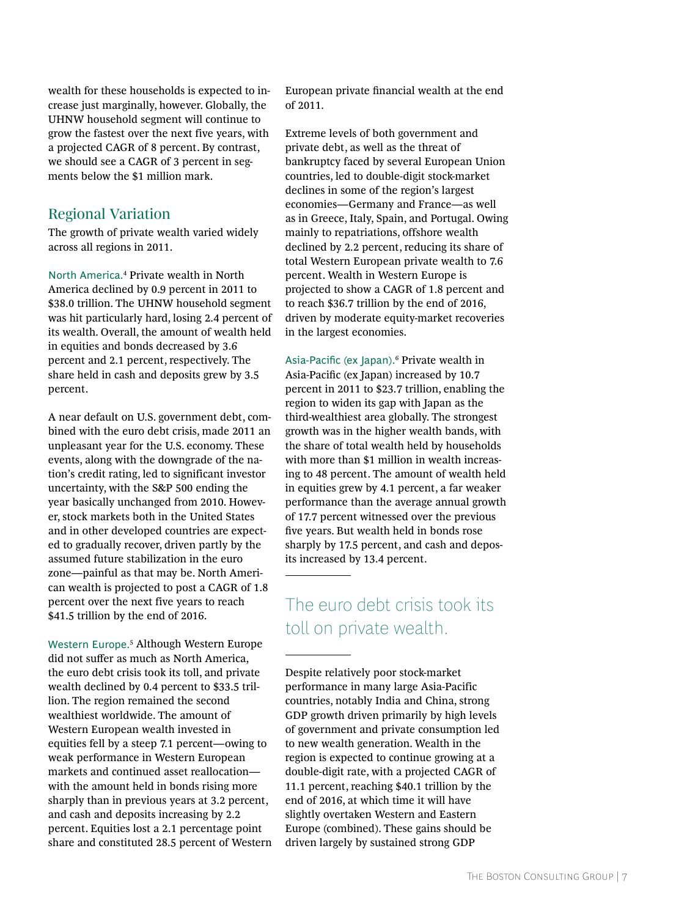wealth for these households is expected to increase just marginally, however. Globally, the UHNW household segment will continue to grow the fastest over the next five years, with a projected CAGR of 8 percent. By contrast, we should see a CAGR of 3 percent in segments below the $1 million mark.

## Regional Variation

The growth of private wealth varied widely across all regions in 2011.

North America.[4] Private wealth in North America declined by 0.9 percent in 2011 to $38.0 trillion. The UHNW household segment was hit particularly hard, losing 2.4 percent of its wealth. Overall, the amount of wealth held in equities and bonds decreased by 3.6 percent and 2.1 percent, respectively. The share held in cash and deposits grew by 3.5 percent.

A near default on U.S. government debt, combined with the euro debt crisis, made 2011 an unpleasant year for the U.S. economy. These events, along with the downgrade of the nation's credit rating, led to significant investor uncertainty, with the S&P 500 ending the year basically unchanged from 2010. However, stock markets both in the United States and in other developed countries are expected to gradually recover, driven partly by the assumed future stabilization in the euro zone—painful as that may be. North American wealth is projected to post a CAGR of 1.8 percent over the next five years to reach $41.5 trillion by the end of 2016.

Western Europe.[5] Although Western Europe did not suffer as much as North America, the euro debt crisis took its toll, and private wealth declined by 0.4 percent to $33.5 trillion. The region remained the second wealthiest worldwide. The amount of Western European wealth invested in equities fell by a steep 7.1 percent—owing to weak performance in Western European markets and continued asset reallocation—with the amount held in bonds rising more sharply than in previous years at 3.2 percent, and cash and deposits increasing by 2.2 percent. Equities lost a 2.1 percentage point share and constituted 28.5 percent of Western European private financial wealth at the end of 2011.

Extreme levels of both government and private debt, as well as the threat of bankruptcy faced by several European Union countries, led to double-digit stock-market declines in some of the region's largest economies—Germany and France—as well as in Greece, Italy, Spain, and Portugal. Owing mainly to repatriations, offshore wealth declined by 2.2 percent, reducing its share of total Western European private wealth to 7.6 percent. Wealth in Western Europe is projected to show a CAGR of 1.8 percent and to reach $36.7 trillion by the end of 2016, driven by moderate equity-market recoveries in the largest economies.

Asia-Pacific (ex Japan).[6] Private wealth in Asia-Pacific (ex Japan) increased by 10.7 percent in 2011 to $23.7 trillion, enabling the region to widen its gap with Japan as the third-wealthiest area globally. The strongest growth was in the higher wealth bands, with the share of total wealth held by households with more than $1 million in wealth increasing to 48 percent. The amount of wealth held in equities grew by 4.1 percent, a far weaker performance than the average annual growth of 17.7 percent witnessed over the previous five years. But wealth held in bonds rose sharply by 17.5 percent, and cash and deposits increased by 13.4 percent.

> The euro debt crisis took its toll on private wealth.

Despite relatively poor stock-market performance in many large Asia-Pacific countries, notably India and China, strong GDP growth driven primarily by high levels of government and private consumption led to new wealth generation. Wealth in the region is expected to continue growing at a double-digit rate, with a projected CAGR of 11.1 percent, reaching $40.1 trillion by the end of 2016, at which time it will have slightly overtaken Western and Eastern Europe (combined). These gains should be driven largely by sustained strong GDP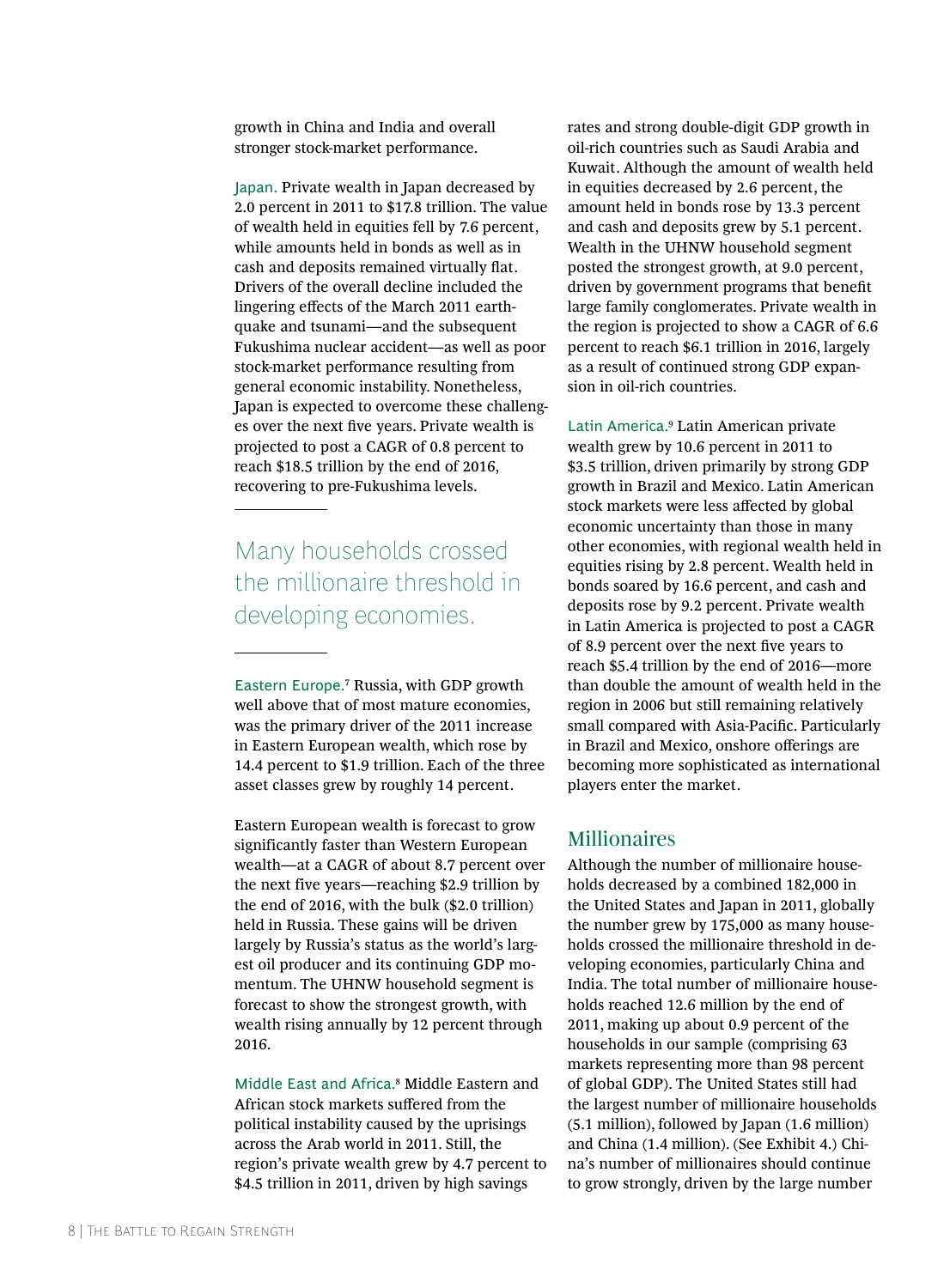growth in China and India and overall stronger stock-market performance.

**Japan.** Private wealth in Japan decreased by 2.0 percent in 2011 to $17.8 trillion. The value of wealth held in equities fell by 7.6 percent, while amounts held in bonds as well as in cash and deposits remained virtually flat. Drivers of the overall decline included the lingering effects of the March 2011 earthquake and tsunami—and the subsequent Fukushima nuclear accident—as well as poor stock-market performance resulting from general economic instability. Nonetheless, Japan is expected to overcome these challenges over the next five years. Private wealth is projected to post a CAGR of 0.8 percent to reach $18.5 trillion by the end of 2016, recovering to pre-Fukushima levels.

> Many households crossed the millionaire threshold in developing economies.

**Eastern Europe.**[7] Russia, with GDP growth well above that of most mature economies, was the primary driver of the 2011 increase in Eastern European wealth, which rose by 14.4 percent to $1.9 trillion. Each of the three asset classes grew by roughly 14 percent.

Eastern European wealth is forecast to grow significantly faster than Western European wealth—at a CAGR of about 8.7 percent over the next five years—reaching $2.9 trillion by the end of 2016, with the bulk ($2.0 trillion) held in Russia. These gains will be driven largely by Russia's status as the world's largest oil producer and its continuing GDP momentum. The UHNW household segment is forecast to show the strongest growth, with wealth rising annually by 12 percent through 2016.

**Middle East and Africa.**[8] Middle Eastern and African stock markets suffered from the political instability caused by the uprisings across the Arab world in 2011. Still, the region's private wealth grew by 4.7 percent to $4.5 trillion in 2011, driven by high savings rates and strong double-digit GDP growth in oil-rich countries such as Saudi Arabia and Kuwait. Although the amount of wealth held in equities decreased by 2.6 percent, the amount held in bonds rose by 13.3 percent and cash and deposits grew by 5.1 percent. Wealth in the UHNW household segment posted the strongest growth, at 9.0 percent, driven by government programs that benefit large family conglomerates. Private wealth in the region is projected to show a CAGR of 6.6 percent to reach $6.1 trillion in 2016, largely as a result of continued strong GDP expansion in oil-rich countries.

**Latin America.**[9] Latin American private wealth grew by 10.6 percent in 2011 to $3.5 trillion, driven primarily by strong GDP growth in Brazil and Mexico. Latin American stock markets were less affected by global economic uncertainty than those in many other economies, with regional wealth held in equities rising by 2.8 percent. Wealth held in bonds soared by 16.6 percent, and cash and deposits rose by 9.2 percent. Private wealth in Latin America is projected to post a CAGR of 8.9 percent over the next five years to reach $5.4 trillion by the end of 2016—more than double the amount of wealth held in the region in 2006 but still remaining relatively small compared with Asia-Pacific. Particularly in Brazil and Mexico, onshore offerings are becoming more sophisticated as international players enter the market.

## Millionaires

Although the number of millionaire households decreased by a combined 182,000 in the United States and Japan in 2011, globally the number grew by 175,000 as many households crossed the millionaire threshold in developing economies, particularly China and India. The total number of millionaire households reached 12.6 million by the end of 2011, making up about 0.9 percent of the households in our sample (comprising 63 markets representing more than 98 percent of global GDP). The United States still had the largest number of millionaire households (5.1 million), followed by Japan (1.6 million) and China (1.4 million). (See Exhibit 4.) China's number of millionaires should continue to grow strongly, driven by the large number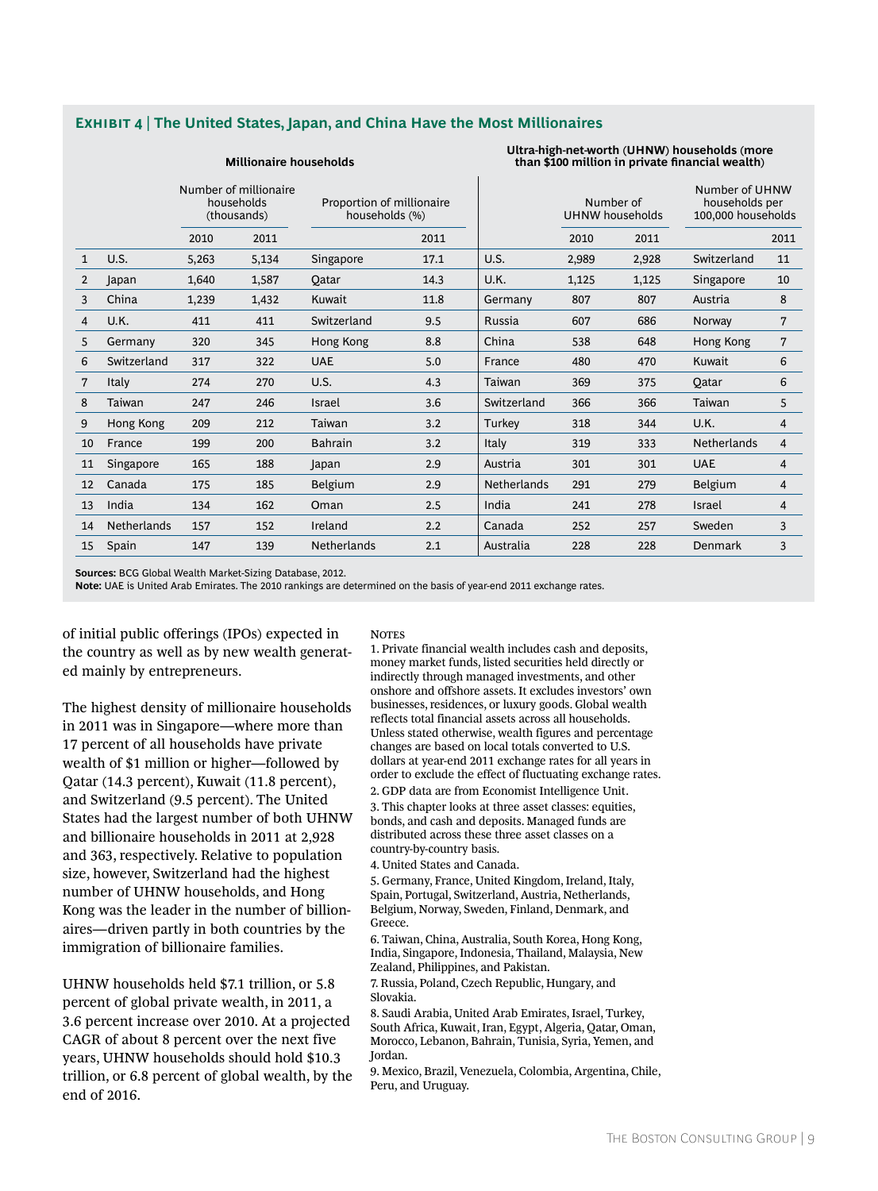**Exhibit 4 | The United States, Japan, and China Have the Most Millionaires**

| | Millionaire households | | | | | Ultra-high-net-worth (UHNW) households (more than $100 million in private financial wealth) | | | | |
|---|---|---|---|---|---|---|---|---|---|---|
| | | Number of millionaire households (thousands) | | Proportion of millionaire households (%) | | | Number of UHNW households | | Number of UHNW households per 100,000 households | |
| | | 2010 | 2011 | | 2011 | | 2010 | 2011 | | 2011 |
| 1 | U.S. | 5,263 | 5,134 | Singapore | 17.1 | U.S. | 2,989 | 2,928 | Switzerland | 11 |
| 2 | Japan | 1,640 | 1,587 | Qatar | 14.3 | U.K. | 1,125 | 1,125 | Singapore | 10 |
| 3 | China | 1,239 | 1,432 | Kuwait | 11.8 | Germany | 807 | 807 | Austria | 8 |
| 4 | U.K. | 411 | 411 | Switzerland | 9.5 | Russia | 607 | 686 | Norway | 7 |
| 5 | Germany | 320 | 345 | Hong Kong | 8.8 | China | 538 | 648 | Hong Kong | 7 |
| 6 | Switzerland | 317 | 322 | UAE | 5.0 | France | 480 | 470 | Kuwait | 6 |
| 7 | Italy | 274 | 270 | U.S. | 4.3 | Taiwan | 369 | 375 | Qatar | 6 |
| 8 | Taiwan | 247 | 246 | Israel | 3.6 | Switzerland | 366 | 366 | Taiwan | 5 |
| 9 | Hong Kong | 209 | 212 | Taiwan | 3.2 | Turkey | 318 | 344 | U.K. | 4 |
| 10 | France | 199 | 200 | Bahrain | 3.2 | Italy | 319 | 333 | Netherlands | 4 |
| 11 | Singapore | 165 | 188 | Japan | 2.9 | Austria | 301 | 301 | UAE | 4 |
| 12 | Canada | 175 | 185 | Belgium | 2.9 | Netherlands | 291 | 279 | Belgium | 4 |
| 13 | India | 134 | 162 | Oman | 2.5 | India | 241 | 278 | Israel | 4 |
| 14 | Netherlands | 157 | 152 | Ireland | 2.2 | Canada | 252 | 257 | Sweden | 3 |
| 15 | Spain | 147 | 139 | Netherlands | 2.1 | Australia | 228 | 228 | Denmark | 3 |

**Sources:** BCG Global Wealth Market-Sizing Database, 2012.
**Note:** UAE is United Arab Emirates. The 2010 rankings are determined on the basis of year-end 2011 exchange rates.

of initial public offerings (IPOs) expected in the country as well as by new wealth generated mainly by entrepreneurs.

The highest density of millionaire households in 2011 was in Singapore—where more than 17 percent of all households have private wealth of $1 million or higher—followed by Qatar (14.3 percent), Kuwait (11.8 percent), and Switzerland (9.5 percent). The United States had the largest number of both UHNW and billionaire households in 2011 at 2,928 and 363, respectively. Relative to population size, however, Switzerland had the highest number of UHNW households, and Hong Kong was the leader in the number of billionaires—driven partly in both countries by the immigration of billionaire families.

UHNW households held $7.1 trillion, or 5.8 percent of global private wealth, in 2011, a 3.6 percent increase over 2010. At a projected CAGR of about 8 percent over the next five years, UHNW households should hold $10.3 trillion, or 6.8 percent of global wealth, by the end of 2016.

Notes

1. Private financial wealth includes cash and deposits, money market funds, listed securities held directly or indirectly through managed investments, and other onshore and offshore assets. It excludes investors' own businesses, residences, or luxury goods. Global wealth reflects total financial assets across all households. Unless stated otherwise, wealth figures and percentage changes are based on local totals converted to U.S. dollars at year-end 2011 exchange rates for all years in order to exclude the effect of fluctuating exchange rates.
2. GDP data are from Economist Intelligence Unit.
3. This chapter looks at three asset classes: equities, bonds, and cash and deposits. Managed funds are distributed across these three asset classes on a country-by-country basis.
4. United States and Canada.
5. Germany, France, United Kingdom, Ireland, Italy, Spain, Portugal, Switzerland, Austria, Netherlands, Belgium, Norway, Sweden, Finland, Denmark, and Greece.
6. Taiwan, China, Australia, South Korea, Hong Kong, India, Singapore, Indonesia, Thailand, Malaysia, New Zealand, Philippines, and Pakistan.
7. Russia, Poland, Czech Republic, Hungary, and Slovakia.
8. Saudi Arabia, United Arab Emirates, Israel, Turkey, South Africa, Kuwait, Iran, Egypt, Algeria, Qatar, Oman, Morocco, Lebanon, Bahrain, Tunisia, Syria, Yemen, and Jordan.
9. Mexico, Brazil, Venezuela, Colombia, Argentina, Chile, Peru, and Uruguay.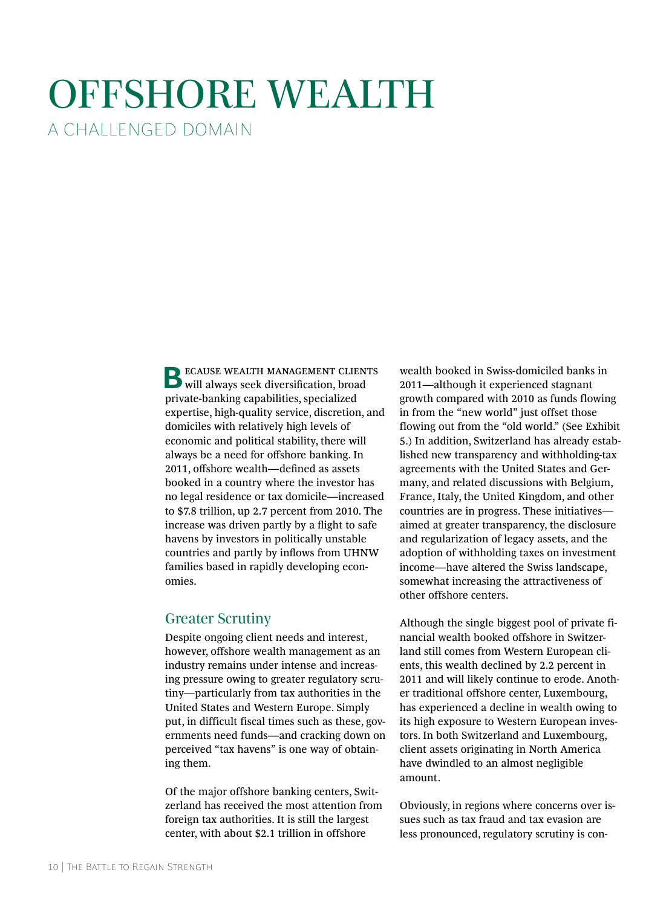# OFFSHORE WEALTH

## A CHALLENGED DOMAIN

Because wealth management clients will always seek diversification, broad private-banking capabilities, specialized expertise, high-quality service, discretion, and domiciles with relatively high levels of economic and political stability, there will always be a need for offshore banking. In 2011, offshore wealth—defined as assets booked in a country where the investor has no legal residence or tax domicile—increased to $7.8 trillion, up 2.7 percent from 2010. The increase was driven partly by a flight to safe havens by investors in politically unstable countries and partly by inflows from UHNW families based in rapidly developing economies.

### Greater Scrutiny

Despite ongoing client needs and interest, however, offshore wealth management as an industry remains under intense and increasing pressure owing to greater regulatory scrutiny—particularly from tax authorities in the United States and Western Europe. Simply put, in difficult fiscal times such as these, governments need funds—and cracking down on perceived "tax havens" is one way of obtaining them.

Of the major offshore banking centers, Switzerland has received the most attention from foreign tax authorities. It is still the largest center, with about $2.1 trillion in offshore wealth booked in Swiss-domiciled banks in 2011—although it experienced stagnant growth compared with 2010 as funds flowing in from the "new world" just offset those flowing out from the "old world." (See Exhibit 5.) In addition, Switzerland has already established new transparency and withholding-tax agreements with the United States and Germany, and related discussions with Belgium, France, Italy, the United Kingdom, and other countries are in progress. These initiatives—aimed at greater transparency, the disclosure and regularization of legacy assets, and the adoption of withholding taxes on investment income—have altered the Swiss landscape, somewhat increasing the attractiveness of other offshore centers.

Although the single biggest pool of private financial wealth booked offshore in Switzerland still comes from Western European clients, this wealth declined by 2.2 percent in 2011 and will likely continue to erode. Another traditional offshore center, Luxembourg, has experienced a decline in wealth owing to its high exposure to Western European investors. In both Switzerland and Luxembourg, client assets originating in North America have dwindled to an almost negligible amount.

Obviously, in regions where concerns over issues such as tax fraud and tax evasion are less pronounced, regulatory scrutiny is con-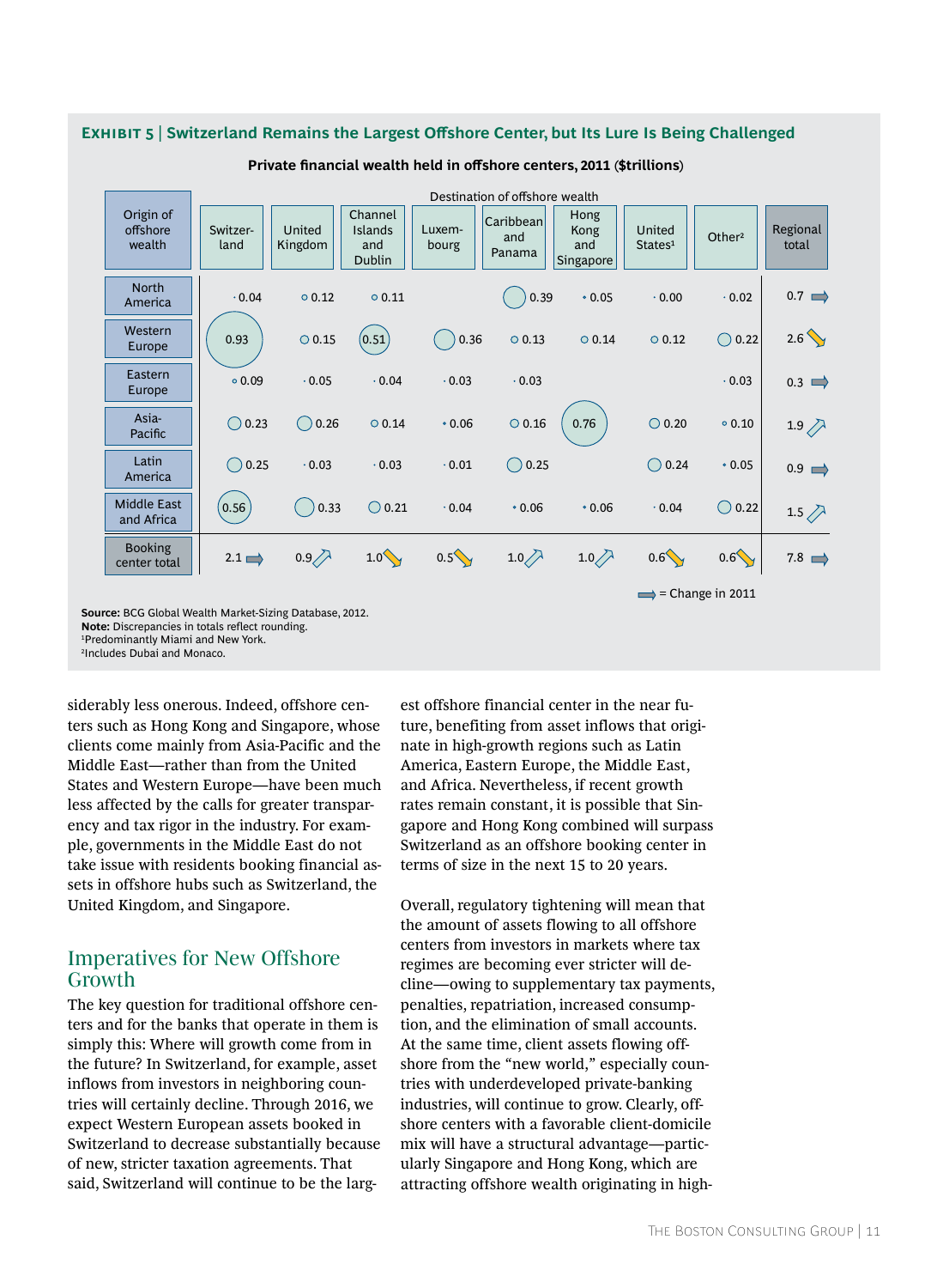**EXHIBIT 5 | Switzerland Remains the Largest Offshore Center, but Its Lure Is Being Challenged**

**Private financial wealth held in offshore centers, 2011 ($trillions)**

| Origin of offshore wealth | Switzerland | United Kingdom | Channel Islands and Dublin | Luxembourg | Caribbean and Panama | Hong Kong and Singapore | United States[1] | Other[2] | Regional total |
|---|---|---|---|---|---|---|---|---|---|
| North America | 0.04 | 0.12 | 0.11 | | 0.39 | 0.05 | 0.00 | 0.02 | 0.7 ➡ |
| Western Europe | 0.93 | 0.15 | 0.51 | 0.36 | 0.13 | 0.14 | 0.12 | 0.22 | 2.6 ↘ |
| Eastern Europe | 0.09 | 0.05 | 0.04 | 0.03 | 0.03 | | | 0.03 | 0.3 ➡ |
| Asia-Pacific | 0.23 | 0.26 | 0.14 | 0.06 | 0.16 | 0.76 | 0.20 | 0.10 | 1.9 ↗ |
| Latin America | 0.25 | 0.03 | 0.03 | 0.01 | 0.25 | | 0.24 | 0.05 | 0.9 ➡ |
| Middle East and Africa | 0.56 | 0.33 | 0.21 | 0.04 | 0.06 | 0.06 | 0.04 | 0.22 | 1.5 ↗ |
| Booking center total | 2.1 ➡ | 0.9 ↗ | 1.0 ↘ | 0.5 ↘ | 1.0 ↗ | 1.0 ↗ | 0.6 ↘ | 0.6 ↘ | 7.8 ➡ |

➡ = Change in 2011

**Source:** BCG Global Wealth Market-Sizing Database, 2012.
**Note:** Discrepancies in totals reflect rounding.
[1]Predominantly Miami and New York.
[2]Includes Dubai and Monaco.

siderably less onerous. Indeed, offshore centers such as Hong Kong and Singapore, whose clients come mainly from Asia-Pacific and the Middle East—rather than from the United States and Western Europe—have been much less affected by the calls for greater transparency and tax rigor in the industry. For example, governments in the Middle East do not take issue with residents booking financial assets in offshore hubs such as Switzerland, the United Kingdom, and Singapore.

## Imperatives for New Offshore Growth

The key question for traditional offshore centers and for the banks that operate in them is simply this: Where will growth come from in the future? In Switzerland, for example, asset inflows from investors in neighboring countries will certainly decline. Through 2016, we expect Western European assets booked in Switzerland to decrease substantially because of new, stricter taxation agreements. That said, Switzerland will continue to be the largest offshore financial center in the near future, benefiting from asset inflows that originate in high-growth regions such as Latin America, Eastern Europe, the Middle East, and Africa. Nevertheless, if recent growth rates remain constant, it is possible that Singapore and Hong Kong combined will surpass Switzerland as an offshore booking center in terms of size in the next 15 to 20 years.

Overall, regulatory tightening will mean that the amount of assets flowing to all offshore centers from investors in markets where tax regimes are becoming ever stricter will decline—owing to supplementary tax payments, penalties, repatriation, increased consumption, and the elimination of small accounts. At the same time, client assets flowing offshore from the "new world," especially countries with underdeveloped private-banking industries, will continue to grow. Clearly, offshore centers with a favorable client-domicile mix will have a structural advantage—particularly Singapore and Hong Kong, which are attracting offshore wealth originating in high-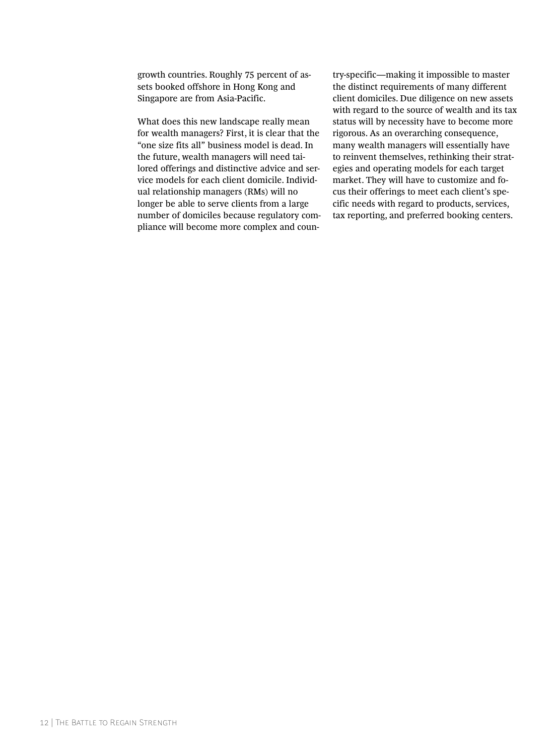growth countries. Roughly 75 percent of assets booked offshore in Hong Kong and Singapore are from Asia-Pacific.

What does this new landscape really mean for wealth managers? First, it is clear that the "one size fits all" business model is dead. In the future, wealth managers will need tailored offerings and distinctive advice and service models for each client domicile. Individual relationship managers (RMs) will no longer be able to serve clients from a large number of domiciles because regulatory compliance will become more complex and country-specific—making it impossible to master the distinct requirements of many different client domiciles. Due diligence on new assets with regard to the source of wealth and its tax status will by necessity have to become more rigorous. As an overarching consequence, many wealth managers will essentially have to reinvent themselves, rethinking their strategies and operating models for each target market. They will have to customize and focus their offerings to meet each client's specific needs with regard to products, services, tax reporting, and preferred booking centers.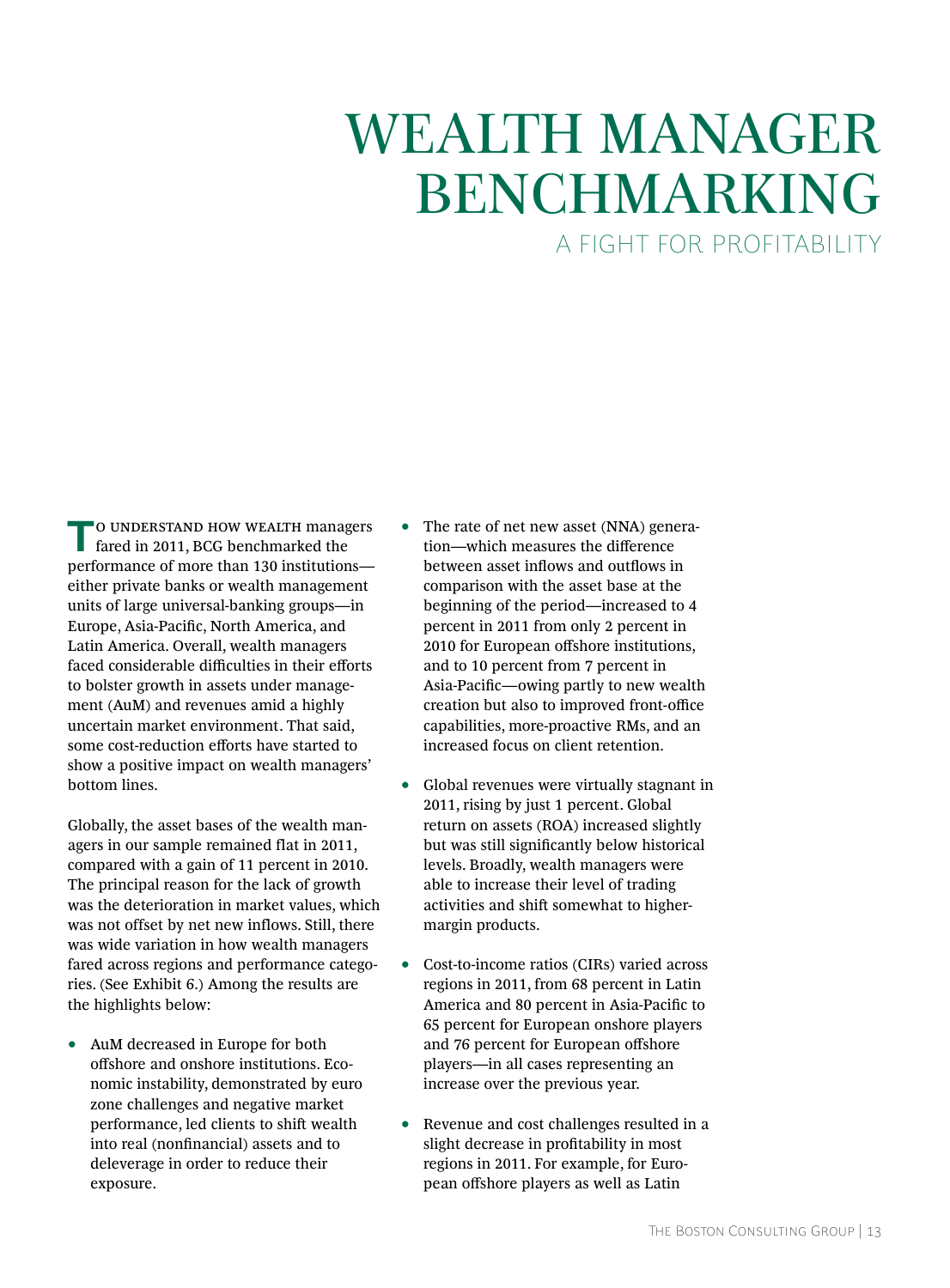# WEALTH MANAGER BENCHMARKING

## A FIGHT FOR PROFITABILITY

To understand how wealth managers fared in 2011, BCG benchmarked the performance of more than 130 institutions—either private banks or wealth management units of large universal-banking groups—in Europe, Asia-Pacific, North America, and Latin America. Overall, wealth managers faced considerable difficulties in their efforts to bolster growth in assets under management (AuM) and revenues amid a highly uncertain market environment. That said, some cost-reduction efforts have started to show a positive impact on wealth managers' bottom lines.

Globally, the asset bases of the wealth managers in our sample remained flat in 2011, compared with a gain of 11 percent in 2010. The principal reason for the lack of growth was the deterioration in market values, which was not offset by net new inflows. Still, there was wide variation in how wealth managers fared across regions and performance categories. (See Exhibit 6.) Among the results are the highlights below:

- AuM decreased in Europe for both offshore and onshore institutions. Economic instability, demonstrated by euro zone challenges and negative market performance, led clients to shift wealth into real (nonfinancial) assets and to deleverage in order to reduce their exposure.
- The rate of net new asset (NNA) generation—which measures the difference between asset inflows and outflows in comparison with the asset base at the beginning of the period—increased to 4 percent in 2011 from only 2 percent in 2010 for European offshore institutions, and to 10 percent from 7 percent in Asia-Pacific—owing partly to new wealth creation but also to improved front-office capabilities, more-proactive RMs, and an increased focus on client retention.
- Global revenues were virtually stagnant in 2011, rising by just 1 percent. Global return on assets (ROA) increased slightly but was still significantly below historical levels. Broadly, wealth managers were able to increase their level of trading activities and shift somewhat to higher-margin products.
- Cost-to-income ratios (CIRs) varied across regions in 2011, from 68 percent in Latin America and 80 percent in Asia-Pacific to 65 percent for European onshore players and 76 percent for European offshore players—in all cases representing an increase over the previous year.
- Revenue and cost challenges resulted in a slight decrease in profitability in most regions in 2011. For example, for European offshore players as well as Latin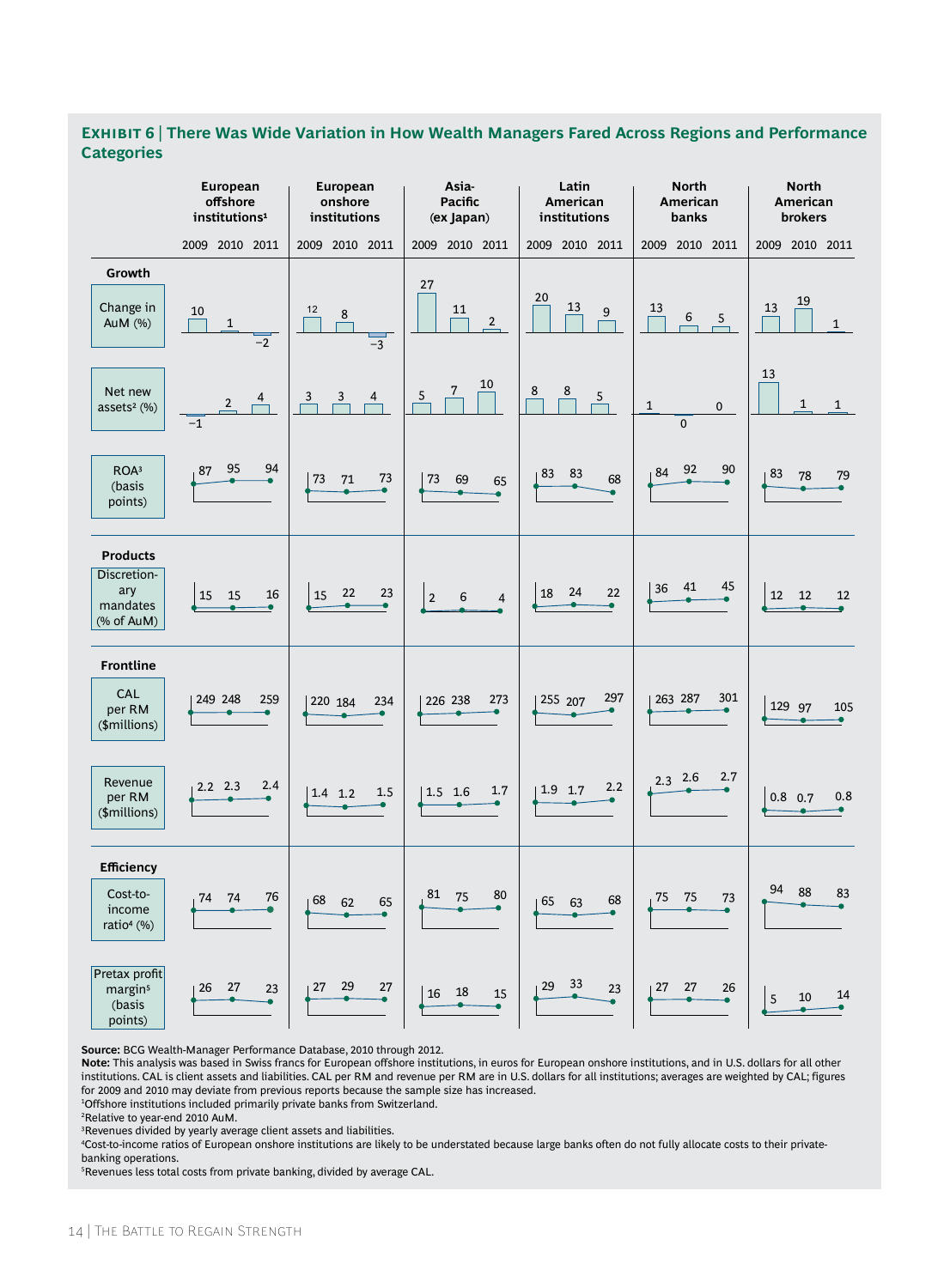**EXHIBIT 6 | There Was Wide Variation in How Wealth Managers Fared Across Regions and Performance Categories**

| Category | Metric | European offshore institutions[1] 2009 | 2010 | 2011 | European onshore institutions 2009 | 2010 | 2011 | Asia-Pacific (ex Japan) 2009 | 2010 | 2011 | Latin American institutions 2009 | 2010 | 2011 | North American banks 2009 | 2010 | 2011 | North American brokers 2009 | 2010 | 2011 |
|---|---|---|---|---|---|---|---|---|---|---|---|---|---|---|---|---|---|---|---|
| Growth | Change in AuM (%) | 10 | 1 | −2 | 12 | 8 | −3 | 27 | 11 | 2 | 20 | 13 | 9 | 13 | 6 | 5 | 13 | 19 | 1 |
| | Net new assets[2] (%) | −1 | 2 | 4 | 3 | 3 | 4 | 5 | 7 | 10 | 8 | 8 | 5 | 1 | 0 | 0 | 13 | 1 | 1 |
| | ROA[3] (basis points) | 87 | 95 | 94 | 73 | 71 | 73 | 73 | 69 | 65 | 83 | 83 | 68 | 84 | 92 | 90 | 83 | 78 | 79 |
| Products | Discretionary mandates (% of AuM) | 15 | 15 | 16 | 15 | 22 | 23 | 2 | 6 | 4 | 18 | 24 | 22 | 36 | 41 | 45 | 12 | 12 | 12 |
| Frontline | CAL per RM ($millions) | 249 | 248 | 259 | 220 | 184 | 234 | 226 | 238 | 273 | 255 | 207 | 297 | 263 | 287 | 301 | 129 | 97 | 105 |
| | Revenue per RM ($millions) | 2.2 | 2.3 | 2.4 | 1.4 | 1.2 | 1.5 | 1.5 | 1.6 | 1.7 | 1.9 | 1.7 | 2.2 | 2.3 | 2.6 | 2.7 | 0.8 | 0.7 | 0.8 |
| Efficiency | Cost-to-income ratio[4] (%) | 74 | 74 | 76 | 68 | 62 | 65 | 81 | 75 | 80 | 65 | 63 | 68 | 75 | 75 | 73 | 94 | 88 | 83 |
| | Pretax profit margin[5] (basis points) | 26 | 27 | 23 | 27 | 29 | 27 | 16 | 18 | 15 | 29 | 33 | 23 | 27 | 27 | 26 | 5 | 10 | 14 |

**Source:** BCG Wealth-Manager Performance Database, 2010 through 2012.
**Note:** This analysis was based in Swiss francs for European offshore institutions, in euros for European onshore institutions, and in U.S. dollars for all other institutions. CAL is client assets and liabilities. CAL per RM and revenue per RM are in U.S. dollars for all institutions; averages are weighted by CAL; figures for 2009 and 2010 may deviate from previous reports because the sample size has increased.
[1]Offshore institutions included primarily private banks from Switzerland.
[2]Relative to year-end 2010 AuM.
[3]Revenues divided by yearly average client assets and liabilities.
[4]Cost-to-income ratios of European onshore institutions are likely to be understated because large banks often do not fully allocate costs to their private-banking operations.
[5]Revenues less total costs from private banking, divided by average CAL.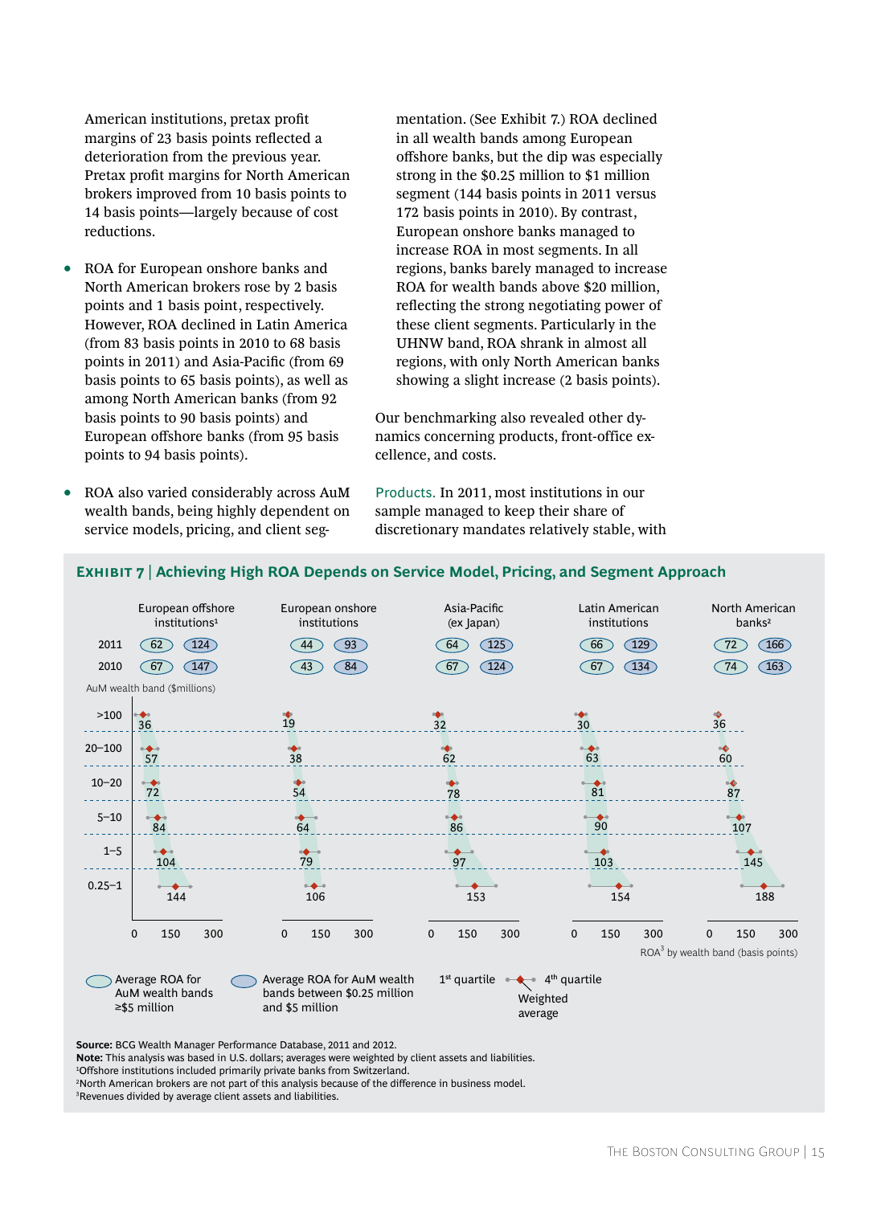American institutions, pretax profit margins of 23 basis points reflected a deterioration from the previous year. Pretax profit margins for North American brokers improved from 10 basis points to 14 basis points—largely because of cost reductions.

- ROA for European onshore banks and North American brokers rose by 2 basis points and 1 basis point, respectively. However, ROA declined in Latin America (from 83 basis points in 2010 to 68 basis points in 2011) and Asia-Pacific (from 69 basis points to 65 basis points), as well as among North American banks (from 92 basis points to 90 basis points) and European offshore banks (from 95 basis points to 94 basis points).

- ROA also varied considerably across AuM wealth bands, being highly dependent on service models, pricing, and client segmentation. (See Exhibit 7.) ROA declined in all wealth bands among European offshore banks, but the dip was especially strong in the $0.25 million to $1 million segment (144 basis points in 2011 versus 172 basis points in 2010). By contrast, European onshore banks managed to increase ROA in most segments. In all regions, banks barely managed to increase ROA for wealth bands above $20 million, reflecting the strong negotiating power of these client segments. Particularly in the UHNW band, ROA shrank in almost all regions, with only North American banks showing a slight increase (2 basis points).

Our benchmarking also revealed other dynamics concerning products, front-office excellence, and costs.

Products. In 2011, most institutions in our sample managed to keep their share of discretionary mandates relatively stable, with

**EXHIBIT 7 | Achieving High ROA Depends on Service Model, Pricing, and Segment Approach**

| | European offshore institutions[1] | | European onshore institutions | | Asia-Pacific (ex Japan) | | Latin American institutions | | North American banks[2] | |
|---|---|---|---|---|---|---|---|---|---|---|
| | Average ROA for AuM wealth bands ≥$5 million | Average ROA for AuM wealth bands between $0.25 million and $5 million | ≥$5 million | $0.25–$5 million | ≥$5 million | $0.25–$5 million | ≥$5 million | $0.25–$5 million | ≥$5 million | $0.25–$5 million |
| 2011 | 62 | 124 | 44 | 93 | 64 | 125 | 66 | 129 | 72 | 166 |
| 2010 | 67 | 147 | 43 | 84 | 67 | 124 | 67 | 134 | 74 | 163 |

ROA[3] by wealth band (basis points), weighted average

| AuM wealth band ($millions) | European offshore institutions[1] | European onshore institutions | Asia-Pacific (ex Japan) | Latin American institutions | North American banks[2] |
|---|---|---|---|---|---|
| >100 | 36 | 19 | 32 | 30 | 36 |
| 20–100 | 57 | 38 | 62 | 63 | 60 |
| 10–20 | 72 | 54 | 78 | 81 | 87 |
| 5–10 | 84 | 64 | 86 | 90 | 107 |
| 1–5 | 104 | 79 | 97 | 103 | 145 |
| 0.25–1 | 144 | 106 | 153 | 154 | 188 |

**Source:** BCG Wealth Manager Performance Database, 2011 and 2012.
**Note:** This analysis was based in U.S. dollars; averages were weighted by client assets and liabilities.
[1]Offshore institutions included primarily private banks from Switzerland.
[2]North American brokers are not part of this analysis because of the difference in business model.
[3]Revenues divided by average client assets and liabilities.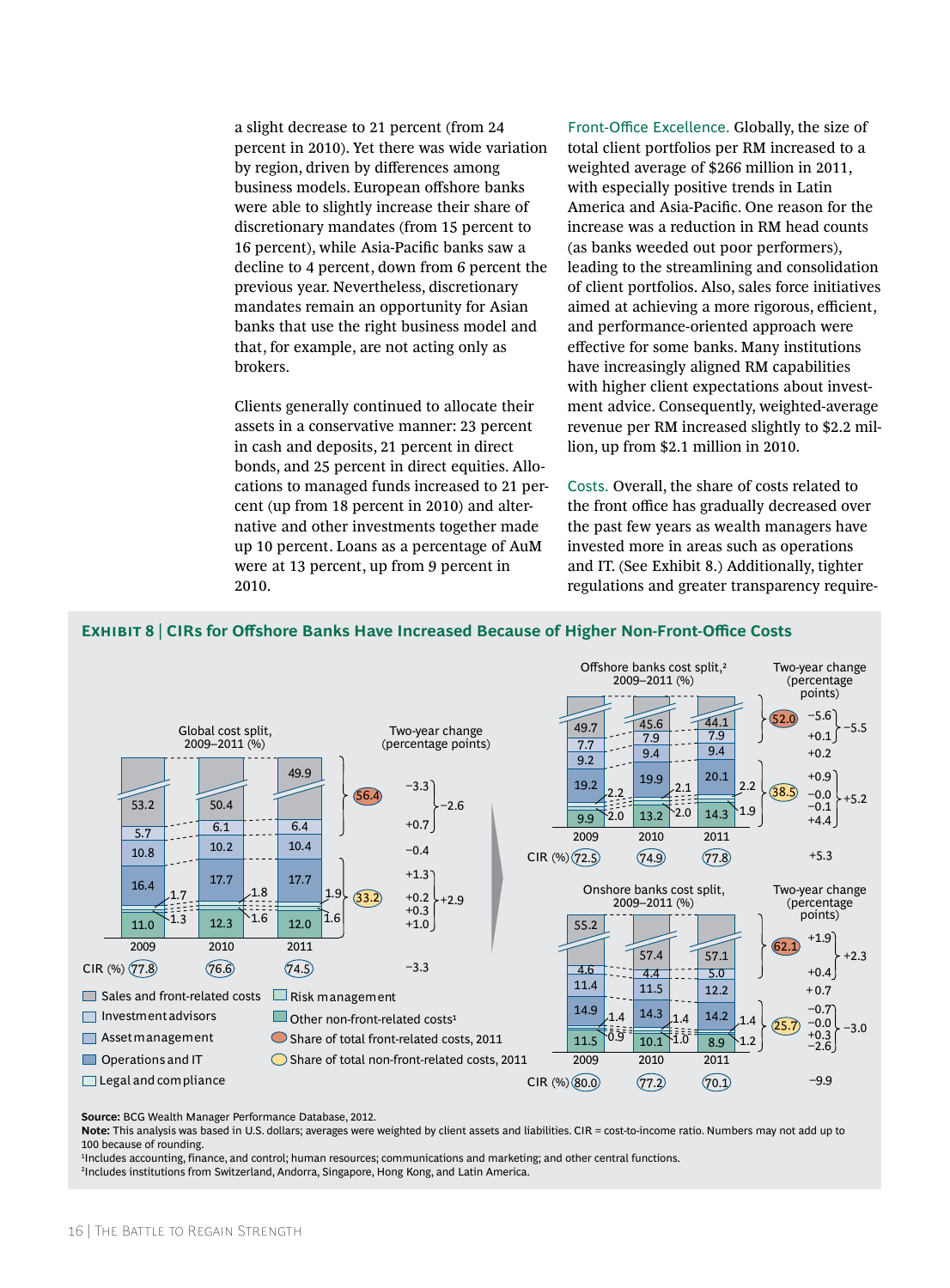a slight decrease to 21 percent (from 24 percent in 2010). Yet there was wide variation by region, driven by differences among business models. European offshore banks were able to slightly increase their share of discretionary mandates (from 15 percent to 16 percent), while Asia-Pacific banks saw a decline to 4 percent, down from 6 percent the previous year. Nevertheless, discretionary mandates remain an opportunity for Asian banks that use the right business model and that, for example, are not acting only as brokers.

Clients generally continued to allocate their assets in a conservative manner: 23 percent in cash and deposits, 21 percent in direct bonds, and 25 percent in direct equities. Allocations to managed funds increased to 21 percent (up from 18 percent in 2010) and alternative and other investments together made up 10 percent. Loans as a percentage of AuM were at 13 percent, up from 9 percent in 2010.

**Front-Office Excellence.** Globally, the size of total client portfolios per RM increased to a weighted average of $266 million in 2011, with especially positive trends in Latin America and Asia-Pacific. One reason for the increase was a reduction in RM head counts (as banks weeded out poor performers), leading to the streamlining and consolidation of client portfolios. Also, sales force initiatives aimed at achieving a more rigorous, efficient, and performance-oriented approach were effective for some banks. Many institutions have increasingly aligned RM capabilities with higher client expectations about investment advice. Consequently, weighted-average revenue per RM increased slightly to $2.2 million, up from $2.1 million in 2010.

**Costs.** Overall, the share of costs related to the front office has gradually decreased over the past few years as wealth managers have invested more in areas such as operations and IT. (See Exhibit 8.) Additionally, tighter regulations and greater transparency require-

**Exhibit 8 | CIRs for Offshore Banks Have Increased Because of Higher Non-Front-Office Costs**

**Global cost split, 2009–2011 (%)**

| Cost category | 2009 | 2010 | 2011 | Two-year change (percentage points) |
|---|---|---|---|---|
| Sales and front-related costs | 53.2 | 50.4 | 49.9 | −3.3 |
| Investment advisors | 5.7 | 6.1 | 6.4 | +0.7 |
| Asset management | 10.8 | 10.2 | 10.4 | −0.4 |
| Operations and IT | 16.4 | 17.7 | 17.7 | +1.3 |
| Risk management | 1.7 | 1.8 | 1.9 | +0.2 |
| Legal and compliance | 1.3 | 1.6 | 1.6 | +0.3 |
| Other non-front-related costs[1] | 11.0 | 12.3 | 12.0 | +1.0 |
| CIR (%) | 77.8 | 76.6 | 74.5 | −3.3 |

Share of total front-related costs, 2011: 56.4 (two-year change −2.6); share of total non-front-related costs, 2011: 33.2 (two-year change +2.9)

**Offshore banks cost split,[2] 2009–2011 (%)**

| Cost category | 2009 | 2010 | 2011 | Two-year change (percentage points) |
|---|---|---|---|---|
| Sales and front-related costs | 49.7 | 45.6 | 44.1 | −5.6 |
| Investment advisors | 7.7 | 7.9 | 7.9 | +0.1 |
| Asset management | 9.2 | 9.4 | 9.4 | +0.2 |
| Operations and IT | 19.2 | 19.9 | 20.1 | +0.9 |
| Risk management | 2.2 | 2.1 | 2.2 | −0.0 |
| Legal and compliance | 2.0 | 2.0 | 1.9 | −0.1 |
| Other non-front-related costs[1] | 9.9 | 13.2 | 14.3 | +4.4 |
| CIR (%) | 72.5 | 74.9 | 77.8 | +5.3 |

Share of total front-related costs, 2011: 52.0 (two-year change −5.5); share of total non-front-related costs, 2011: 38.5 (two-year change +5.2)

**Onshore banks cost split, 2009–2011 (%)**

| Cost category | 2009 | 2010 | 2011 | Two-year change (percentage points) |
|---|---|---|---|---|
| Sales and front-related costs | 55.2 | 57.4 | 57.1 | +1.9 |
| Investment advisors | 4.6 | 4.4 | 5.0 | +0.4 |
| Asset management | 11.4 | 11.5 | 12.2 | +0.7 |
| Operations and IT | 14.9 | 14.3 | 14.2 | −0.7 |
| Risk management | 1.4 | 1.4 | 1.4 | −0.0 |
| Legal and compliance | 0.9 | 1.0 | 1.2 | +0.3 |
| Other non-front-related costs[1] | 11.5 | 10.1 | 8.9 | −2.6 |
| CIR (%) | 80.0 | 77.2 | 70.1 | −9.9 |

Share of total front-related costs, 2011: 62.1 (two-year change +2.3); share of total non-front-related costs, 2011: 25.7 (two-year change −3.0)

**Source:** BCG Wealth Manager Performance Database, 2012.
**Note:** This analysis was based in U.S. dollars; averages were weighted by client assets and liabilities. CIR = cost-to-income ratio. Numbers may not add up to 100 because of rounding.
[1]Includes accounting, finance, and control; human resources; communications and marketing; and other central functions.
[2]Includes institutions from Switzerland, Andorra, Singapore, Hong Kong, and Latin America.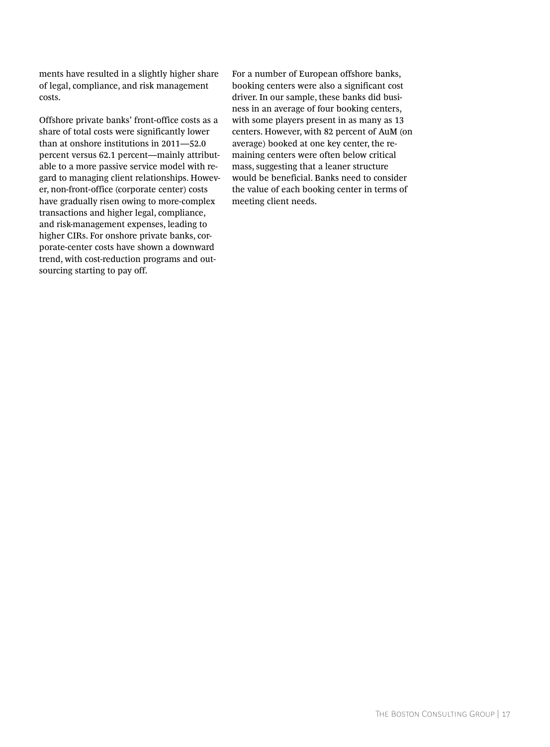ments have resulted in a slightly higher share of legal, compliance, and risk management costs.

Offshore private banks' front-office costs as a share of total costs were significantly lower than at onshore institutions in 2011—52.0 percent versus 62.1 percent—mainly attributable to a more passive service model with regard to managing client relationships. However, non-front-office (corporate center) costs have gradually risen owing to more-complex transactions and higher legal, compliance, and risk-management expenses, leading to higher CIRs. For onshore private banks, corporate-center costs have shown a downward trend, with cost-reduction programs and outsourcing starting to pay off.

For a number of European offshore banks, booking centers were also a significant cost driver. In our sample, these banks did business in an average of four booking centers, with some players present in as many as 13 centers. However, with 82 percent of AuM (on average) booked at one key center, the remaining centers were often below critical mass, suggesting that a leaner structure would be beneficial. Banks need to consider the value of each booking center in terms of meeting client needs.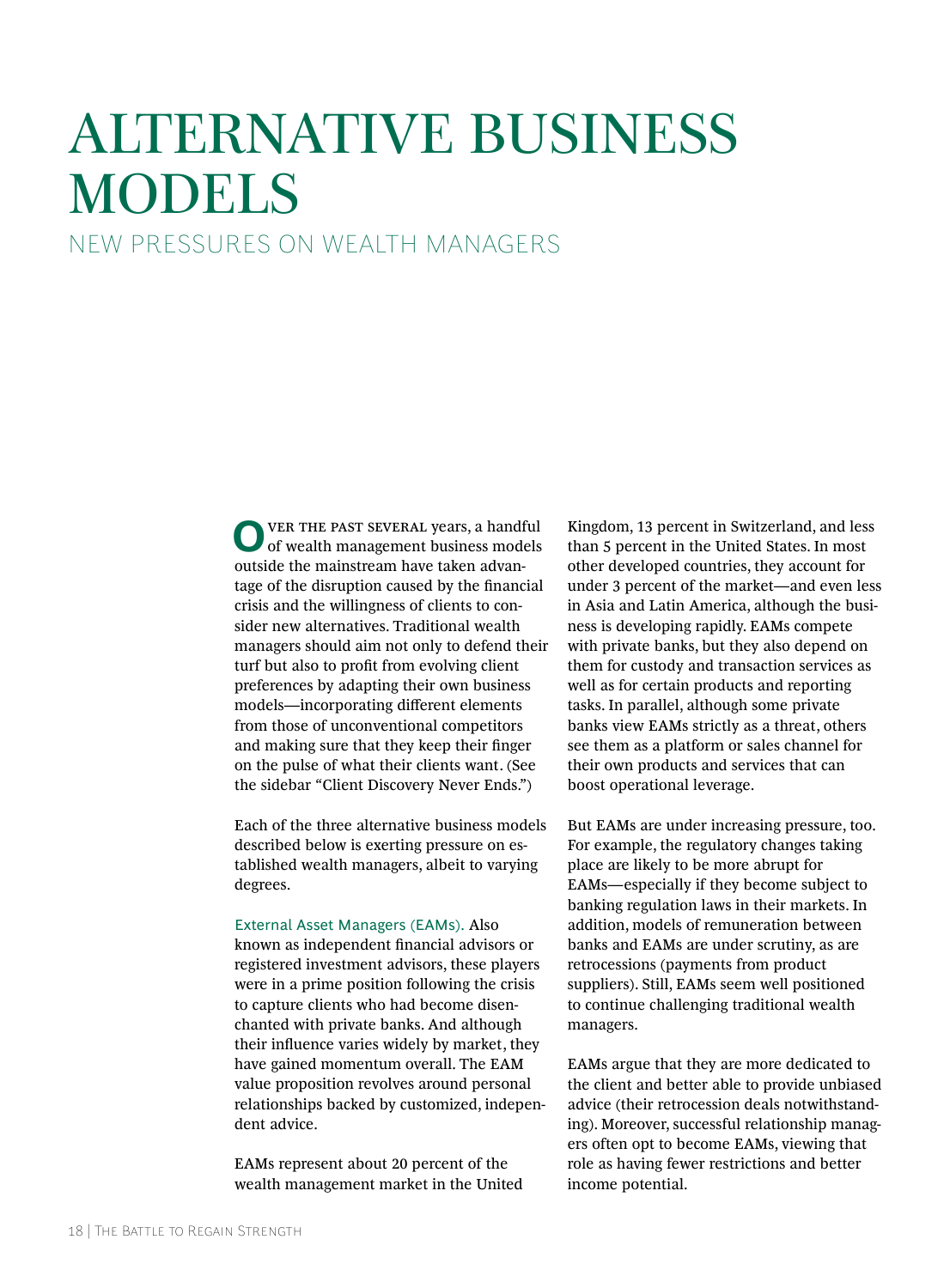# ALTERNATIVE BUSINESS MODELS

## NEW PRESSURES ON WEALTH MANAGERS

Over the past several years, a handful of wealth management business models outside the mainstream have taken advantage of the disruption caused by the financial crisis and the willingness of clients to consider new alternatives. Traditional wealth managers should aim not only to defend their turf but also to profit from evolving client preferences by adapting their own business models—incorporating different elements from those of unconventional competitors and making sure that they keep their finger on the pulse of what their clients want. (See the sidebar "Client Discovery Never Ends.")

Each of the three alternative business models described below is exerting pressure on established wealth managers, albeit to varying degrees.

**External Asset Managers (EAMs).** Also known as independent financial advisors or registered investment advisors, these players were in a prime position following the crisis to capture clients who had become disenchanted with private banks. And although their influence varies widely by market, they have gained momentum overall. The EAM value proposition revolves around personal relationships backed by customized, independent advice.

EAMs represent about 20 percent of the wealth management market in the United Kingdom, 13 percent in Switzerland, and less than 5 percent in the United States. In most other developed countries, they account for under 3 percent of the market—and even less in Asia and Latin America, although the business is developing rapidly. EAMs compete with private banks, but they also depend on them for custody and transaction services as well as for certain products and reporting tasks. In parallel, although some private banks view EAMs strictly as a threat, others see them as a platform or sales channel for their own products and services that can boost operational leverage.

But EAMs are under increasing pressure, too. For example, the regulatory changes taking place are likely to be more abrupt for EAMs—especially if they become subject to banking regulation laws in their markets. In addition, models of remuneration between banks and EAMs are under scrutiny, as are retrocessions (payments from product suppliers). Still, EAMs seem well positioned to continue challenging traditional wealth managers.

EAMs argue that they are more dedicated to the client and better able to provide unbiased advice (their retrocession deals notwithstanding). Moreover, successful relationship managers often opt to become EAMs, viewing that role as having fewer restrictions and better income potential.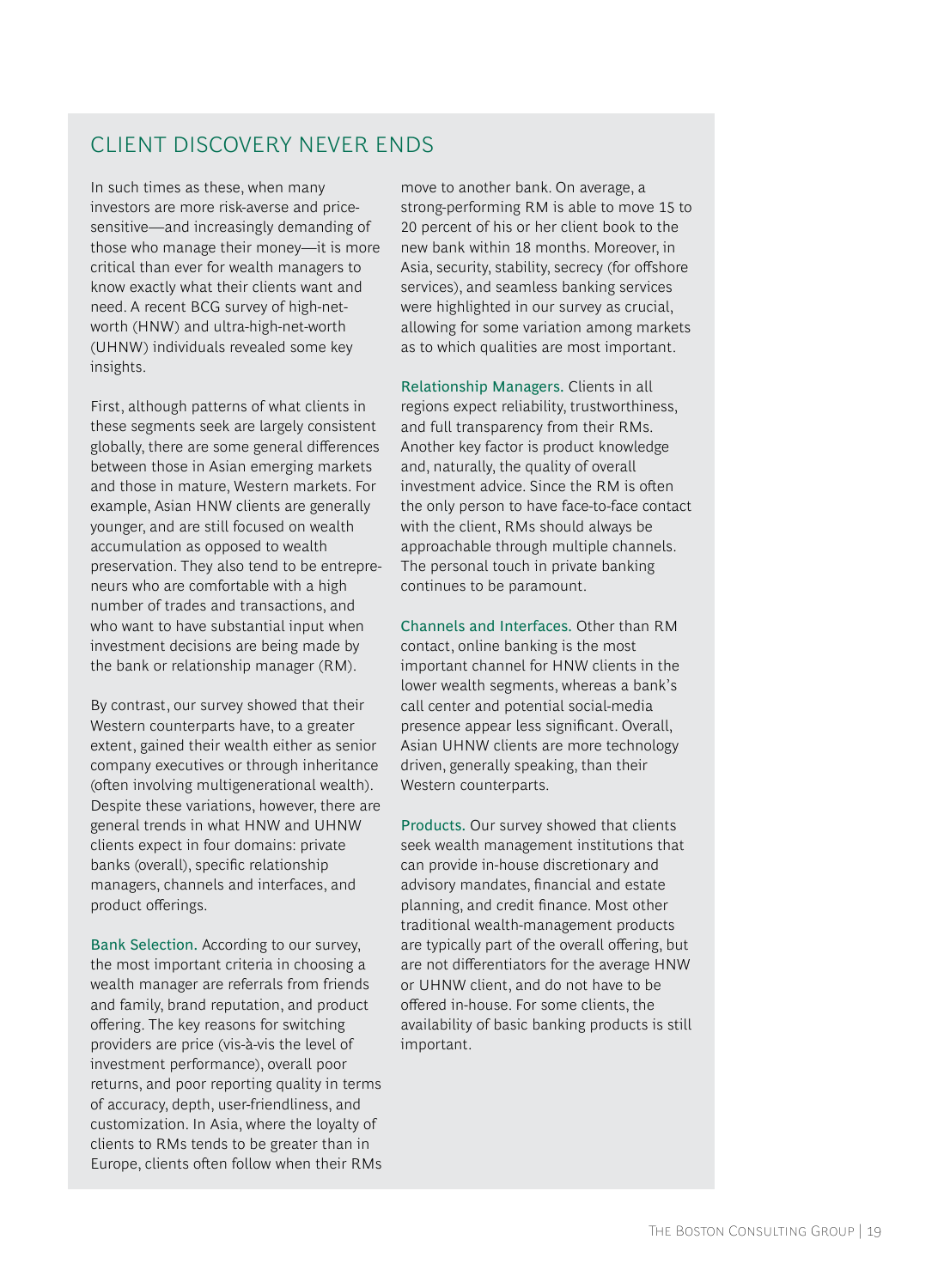## CLIENT DISCOVERY NEVER ENDS

In such times as these, when many investors are more risk-averse and price-sensitive—and increasingly demanding of those who manage their money—it is more critical than ever for wealth managers to know exactly what their clients want and need. A recent BCG survey of high-net-worth (HNW) and ultra-high-net-worth (UHNW) individuals revealed some key insights.

First, although patterns of what clients in these segments seek are largely consistent globally, there are some general differences between those in Asian emerging markets and those in mature, Western markets. For example, Asian HNW clients are generally younger, and are still focused on wealth accumulation as opposed to wealth preservation. They also tend to be entrepreneurs who are comfortable with a high number of trades and transactions, and who want to have substantial input when investment decisions are being made by the bank or relationship manager (RM).

By contrast, our survey showed that their Western counterparts have, to a greater extent, gained their wealth either as senior company executives or through inheritance (often involving multigenerational wealth). Despite these variations, however, there are general trends in what HNW and UHNW clients expect in four domains: private banks (overall), specific relationship managers, channels and interfaces, and product offerings.

**Bank Selection.** According to our survey, the most important criteria in choosing a wealth manager are referrals from friends and family, brand reputation, and product offering. The key reasons for switching providers are price (vis-à-vis the level of investment performance), overall poor returns, and poor reporting quality in terms of accuracy, depth, user-friendliness, and customization. In Asia, where the loyalty of clients to RMs tends to be greater than in Europe, clients often follow when their RMs move to another bank. On average, a strong-performing RM is able to move 15 to 20 percent of his or her client book to the new bank within 18 months. Moreover, in Asia, security, stability, secrecy (for offshore services), and seamless banking services were highlighted in our survey as crucial, allowing for some variation among markets as to which qualities are most important.

**Relationship Managers.** Clients in all regions expect reliability, trustworthiness, and full transparency from their RMs. Another key factor is product knowledge and, naturally, the quality of overall investment advice. Since the RM is often the only person to have face-to-face contact with the client, RMs should always be approachable through multiple channels. The personal touch in private banking continues to be paramount.

**Channels and Interfaces.** Other than RM contact, online banking is the most important channel for HNW clients in the lower wealth segments, whereas a bank's call center and potential social-media presence appear less significant. Overall, Asian UHNW clients are more technology driven, generally speaking, than their Western counterparts.

**Products.** Our survey showed that clients seek wealth management institutions that can provide in-house discretionary and advisory mandates, financial and estate planning, and credit finance. Most other traditional wealth-management products are typically part of the overall offering, but are not differentiators for the average HNW or UHNW client, and do not have to be offered in-house. For some clients, the availability of basic banking products is still important.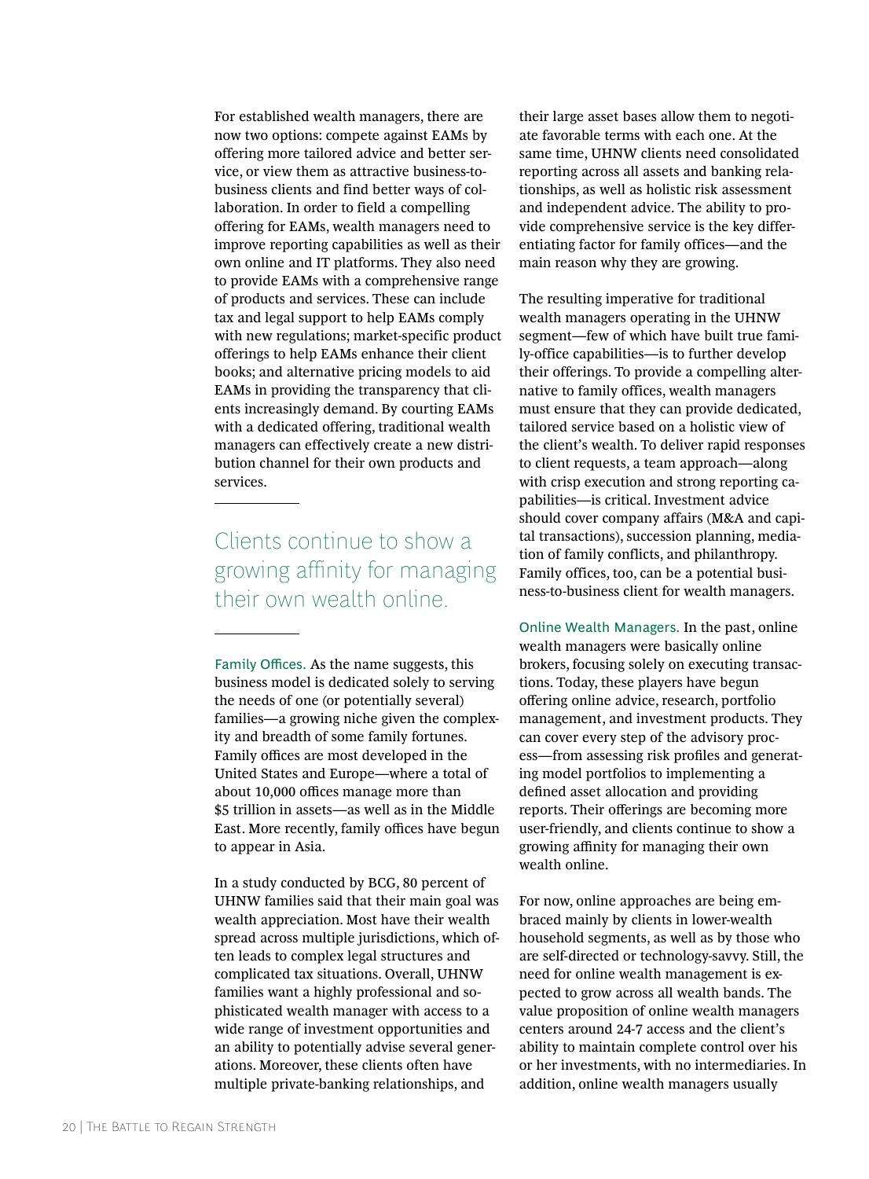For established wealth managers, there are now two options: compete against EAMs by offering more tailored advice and better service, or view them as attractive business-to-business clients and find better ways of collaboration. In order to field a compelling offering for EAMs, wealth managers need to improve reporting capabilities as well as their own online and IT platforms. They also need to provide EAMs with a comprehensive range of products and services. These can include tax and legal support to help EAMs comply with new regulations; market-specific product offerings to help EAMs enhance their client books; and alternative pricing models to aid EAMs in providing the transparency that clients increasingly demand. By courting EAMs with a dedicated offering, traditional wealth managers can effectively create a new distribution channel for their own products and services.

> Clients continue to show a growing affinity for managing their own wealth online.

**Family Offices.** As the name suggests, this business model is dedicated solely to serving the needs of one (or potentially several) families—a growing niche given the complexity and breadth of some family fortunes. Family offices are most developed in the United States and Europe—where a total of about 10,000 offices manage more than $5 trillion in assets—as well as in the Middle East. More recently, family offices have begun to appear in Asia.

In a study conducted by BCG, 80 percent of UHNW families said that their main goal was wealth appreciation. Most have their wealth spread across multiple jurisdictions, which often leads to complex legal structures and complicated tax situations. Overall, UHNW families want a highly professional and sophisticated wealth manager with access to a wide range of investment opportunities and an ability to potentially advise several generations. Moreover, these clients often have multiple private-banking relationships, and their large asset bases allow them to negotiate favorable terms with each one. At the same time, UHNW clients need consolidated reporting across all assets and banking relationships, as well as holistic risk assessment and independent advice. The ability to provide comprehensive service is the key differentiating factor for family offices—and the main reason why they are growing.

The resulting imperative for traditional wealth managers operating in the UHNW segment—few of which have built true family-office capabilities—is to further develop their offerings. To provide a compelling alternative to family offices, wealth managers must ensure that they can provide dedicated, tailored service based on a holistic view of the client's wealth. To deliver rapid responses to client requests, a team approach—along with crisp execution and strong reporting capabilities—is critical. Investment advice should cover company affairs (M&A and capital transactions), succession planning, mediation of family conflicts, and philanthropy. Family offices, too, can be a potential business-to-business client for wealth managers.

**Online Wealth Managers.** In the past, online wealth managers were basically online brokers, focusing solely on executing transactions. Today, these players have begun offering online advice, research, portfolio management, and investment products. They can cover every step of the advisory process—from assessing risk profiles and generating model portfolios to implementing a defined asset allocation and providing reports. Their offerings are becoming more user-friendly, and clients continue to show a growing affinity for managing their own wealth online.

For now, online approaches are being embraced mainly by clients in lower-wealth household segments, as well as by those who are self-directed or technology-savvy. Still, the need for online wealth management is expected to grow across all wealth bands. The value proposition of online wealth managers centers around 24-7 access and the client's ability to maintain complete control over his or her investments, with no intermediaries. In addition, online wealth managers usually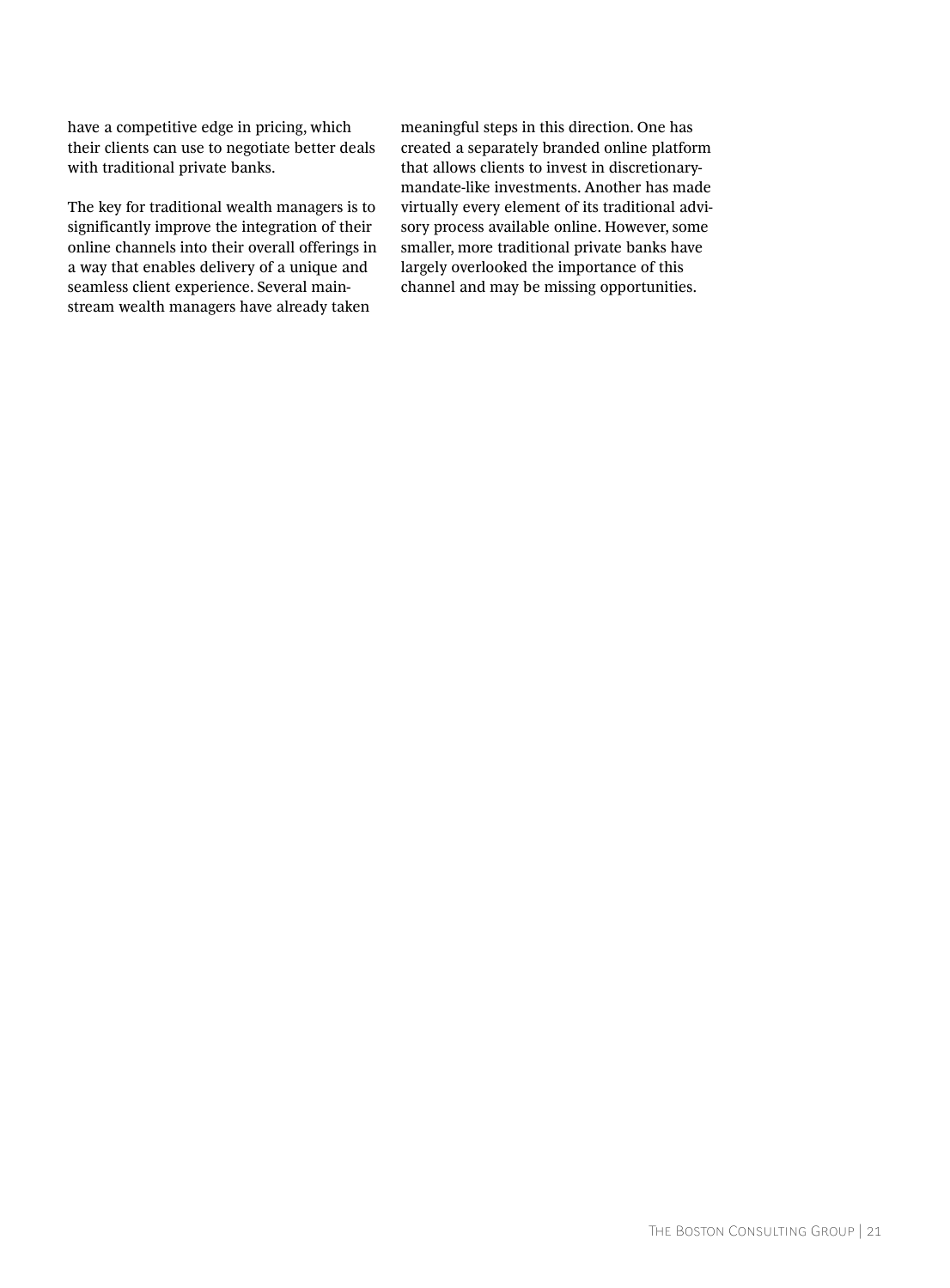have a competitive edge in pricing, which their clients can use to negotiate better deals with traditional private banks.

The key for traditional wealth managers is to significantly improve the integration of their online channels into their overall offerings in a way that enables delivery of a unique and seamless client experience. Several mainstream wealth managers have already taken meaningful steps in this direction. One has created a separately branded online platform that allows clients to invest in discretionary-mandate-like investments. Another has made virtually every element of its traditional advisory process available online. However, some smaller, more traditional private banks have largely overlooked the importance of this channel and may be missing opportunities.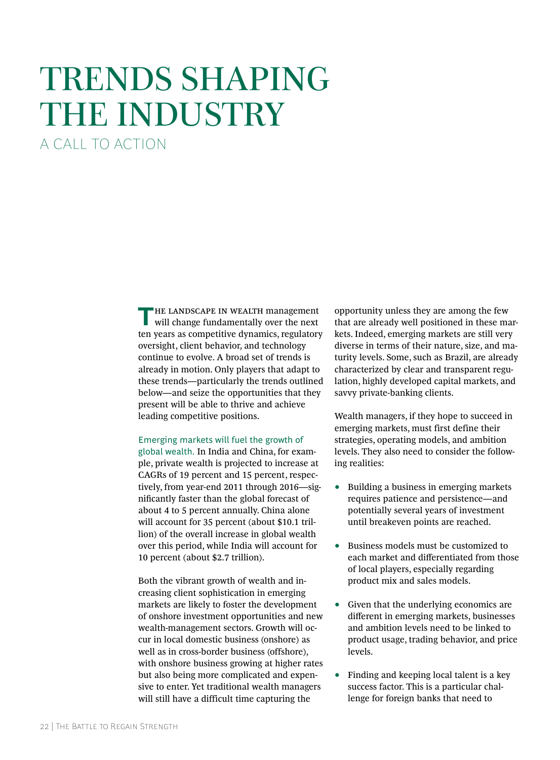# TRENDS SHAPING THE INDUSTRY

## A CALL TO ACTION

The landscape in wealth management will change fundamentally over the next ten years as competitive dynamics, regulatory oversight, client behavior, and technology continue to evolve. A broad set of trends is already in motion. Only players that adapt to these trends—particularly the trends outlined below—and seize the opportunities that they present will be able to thrive and achieve leading competitive positions.

**Emerging markets will fuel the growth of global wealth.** In India and China, for example, private wealth is projected to increase at CAGRs of 19 percent and 15 percent, respectively, from year-end 2011 through 2016—significantly faster than the global forecast of about 4 to 5 percent annually. China alone will account for 35 percent (about \$10.1 trillion) of the overall increase in global wealth over this period, while India will account for 10 percent (about \$2.7 trillion).

Both the vibrant growth of wealth and increasing client sophistication in emerging markets are likely to foster the development of onshore investment opportunities and new wealth-management sectors. Growth will occur in local domestic business (onshore) as well as in cross-border business (offshore), with onshore business growing at higher rates but also being more complicated and expensive to enter. Yet traditional wealth managers will still have a difficult time capturing the opportunity unless they are among the few that are already well positioned in these markets. Indeed, emerging markets are still very diverse in terms of their nature, size, and maturity levels. Some, such as Brazil, are already characterized by clear and transparent regulation, highly developed capital markets, and savvy private-banking clients.

Wealth managers, if they hope to succeed in emerging markets, must first define their strategies, operating models, and ambition levels. They also need to consider the following realities:

- Building a business in emerging markets requires patience and persistence—and potentially several years of investment until breakeven points are reached.
- Business models must be customized to each market and differentiated from those of local players, especially regarding product mix and sales models.
- Given that the underlying economics are different in emerging markets, businesses and ambition levels need to be linked to product usage, trading behavior, and price levels.
- Finding and keeping local talent is a key success factor. This is a particular challenge for foreign banks that need to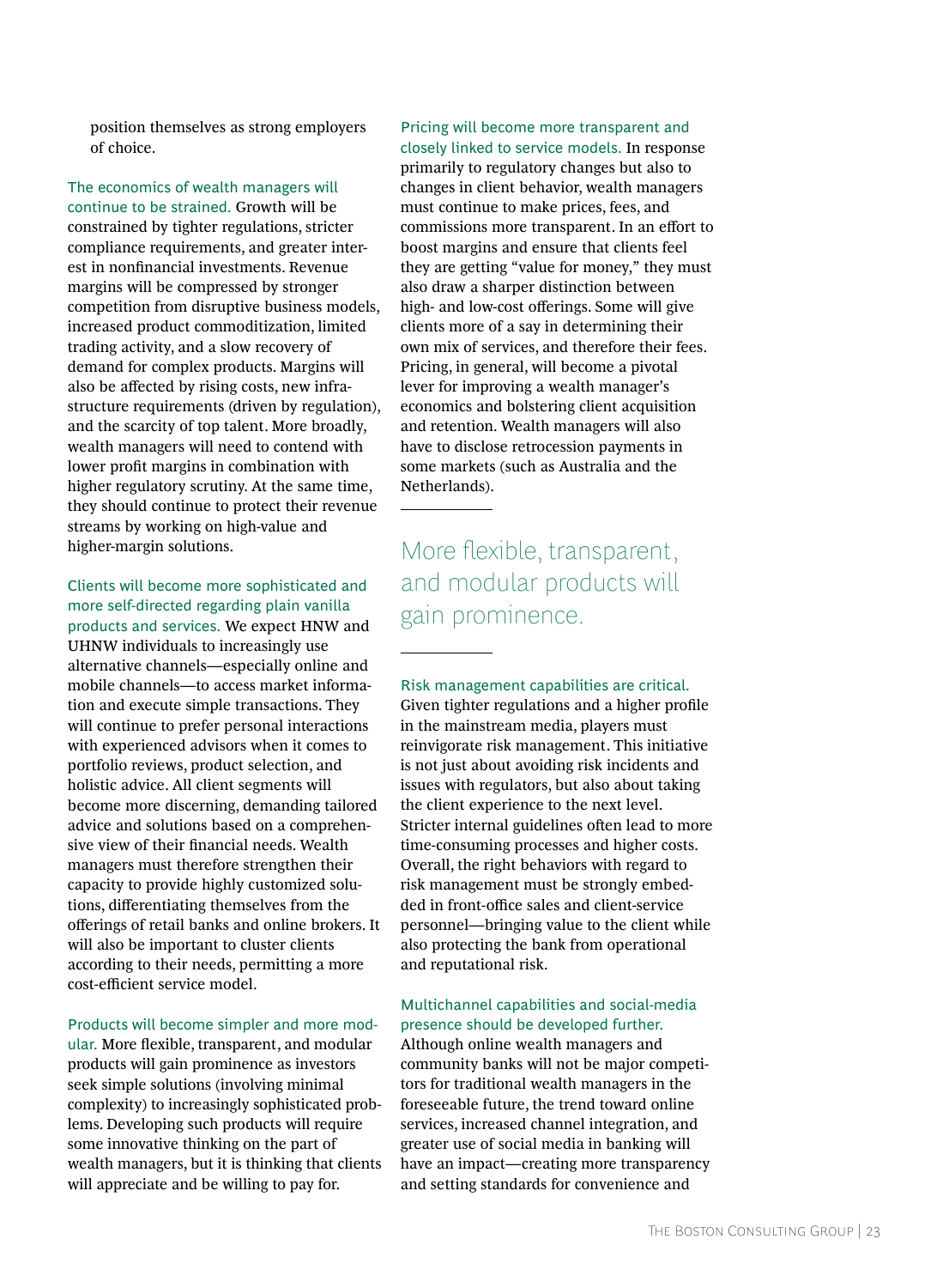position themselves as strong employers of choice.

**The economics of wealth managers will continue to be strained.** Growth will be constrained by tighter regulations, stricter compliance requirements, and greater interest in nonfinancial investments. Revenue margins will be compressed by stronger competition from disruptive business models, increased product commoditization, limited trading activity, and a slow recovery of demand for complex products. Margins will also be affected by rising costs, new infrastructure requirements (driven by regulation), and the scarcity of top talent. More broadly, wealth managers will need to contend with lower profit margins in combination with higher regulatory scrutiny. At the same time, they should continue to protect their revenue streams by working on high-value and higher-margin solutions.

**Clients will become more sophisticated and more self-directed regarding plain vanilla products and services.** We expect HNW and UHNW individuals to increasingly use alternative channels—especially online and mobile channels—to access market information and execute simple transactions. They will continue to prefer personal interactions with experienced advisors when it comes to portfolio reviews, product selection, and holistic advice. All client segments will become more discerning, demanding tailored advice and solutions based on a comprehensive view of their financial needs. Wealth managers must therefore strengthen their capacity to provide highly customized solutions, differentiating themselves from the offerings of retail banks and online brokers. It will also be important to cluster clients according to their needs, permitting a more cost-efficient service model.

**Products will become simpler and more modular.** More flexible, transparent, and modular products will gain prominence as investors seek simple solutions (involving minimal complexity) to increasingly sophisticated problems. Developing such products will require some innovative thinking on the part of wealth managers, but it is thinking that clients will appreciate and be willing to pay for.

**Pricing will become more transparent and closely linked to service models.** In response primarily to regulatory changes but also to changes in client behavior, wealth managers must continue to make prices, fees, and commissions more transparent. In an effort to boost margins and ensure that clients feel they are getting "value for money," they must also draw a sharper distinction between high- and low-cost offerings. Some will give clients more of a say in determining their own mix of services, and therefore their fees. Pricing, in general, will become a pivotal lever for improving a wealth manager's economics and bolstering client acquisition and retention. Wealth managers will also have to disclose retrocession payments in some markets (such as Australia and the Netherlands).

> More flexible, transparent, and modular products will gain prominence.

**Risk management capabilities are critical.** Given tighter regulations and a higher profile in the mainstream media, players must reinvigorate risk management. This initiative is not just about avoiding risk incidents and issues with regulators, but also about taking the client experience to the next level. Stricter internal guidelines often lead to more time-consuming processes and higher costs. Overall, the right behaviors with regard to risk management must be strongly embedded in front-office sales and client-service personnel—bringing value to the client while also protecting the bank from operational and reputational risk.

**Multichannel capabilities and social-media presence should be developed further.** Although online wealth managers and community banks will not be major competitors for traditional wealth managers in the foreseeable future, the trend toward online services, increased channel integration, and greater use of social media in banking will have an impact—creating more transparency and setting standards for convenience and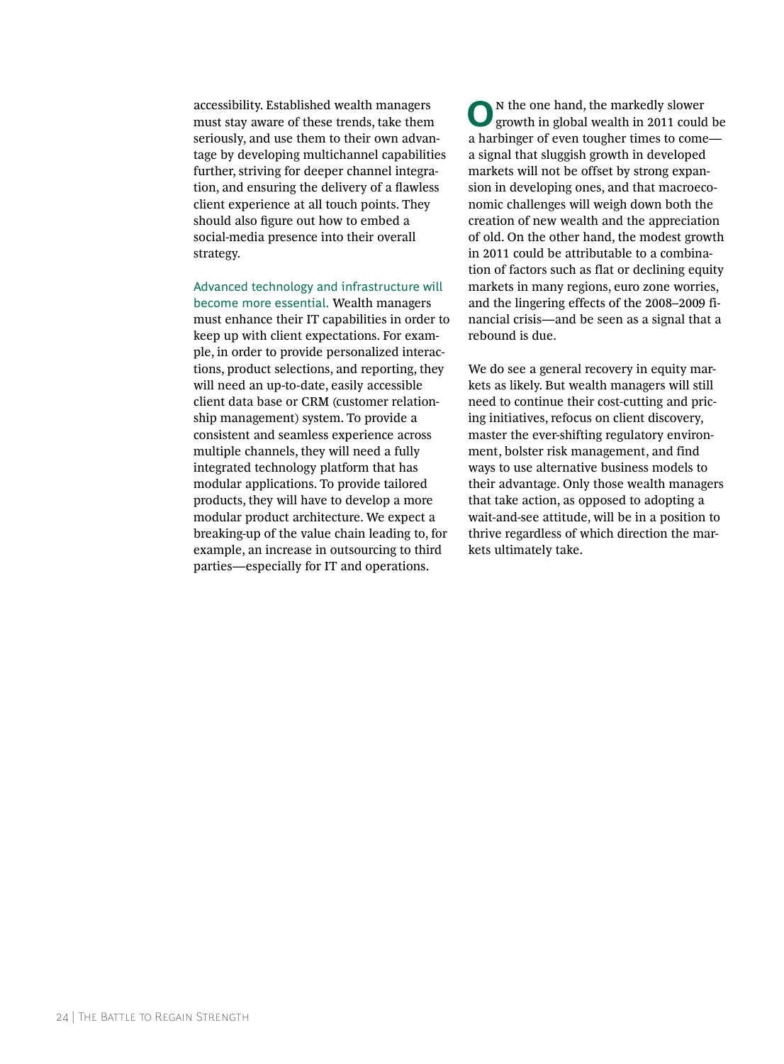accessibility. Established wealth managers must stay aware of these trends, take them seriously, and use them to their own advantage by developing multichannel capabilities further, striving for deeper channel integration, and ensuring the delivery of a flawless client experience at all touch points. They should also figure out how to embed a social-media presence into their overall strategy.

**Advanced technology and infrastructure will become more essential.** Wealth managers must enhance their IT capabilities in order to keep up with client expectations. For example, in order to provide personalized interactions, product selections, and reporting, they will need an up-to-date, easily accessible client data base or CRM (customer relationship management) system. To provide a consistent and seamless experience across multiple channels, they will need a fully integrated technology platform that has modular applications. To provide tailored products, they will have to develop a more modular product architecture. We expect a breaking-up of the value chain leading to, for example, an increase in outsourcing to third parties—especially for IT and operations.

On the one hand, the markedly slower growth in global wealth in 2011 could be a harbinger of even tougher times to come—a signal that sluggish growth in developed markets will not be offset by strong expansion in developing ones, and that macroeconomic challenges will weigh down both the creation of new wealth and the appreciation of old. On the other hand, the modest growth in 2011 could be attributable to a combination of factors such as flat or declining equity markets in many regions, euro zone worries, and the lingering effects of the 2008–2009 financial crisis—and be seen as a signal that a rebound is due.

We do see a general recovery in equity markets as likely. But wealth managers will still need to continue their cost-cutting and pricing initiatives, refocus on client discovery, master the ever-shifting regulatory environment, bolster risk management, and find ways to use alternative business models to their advantage. Only those wealth managers that take action, as opposed to adopting a wait-and-see attitude, will be in a position to thrive regardless of which direction the markets ultimately take.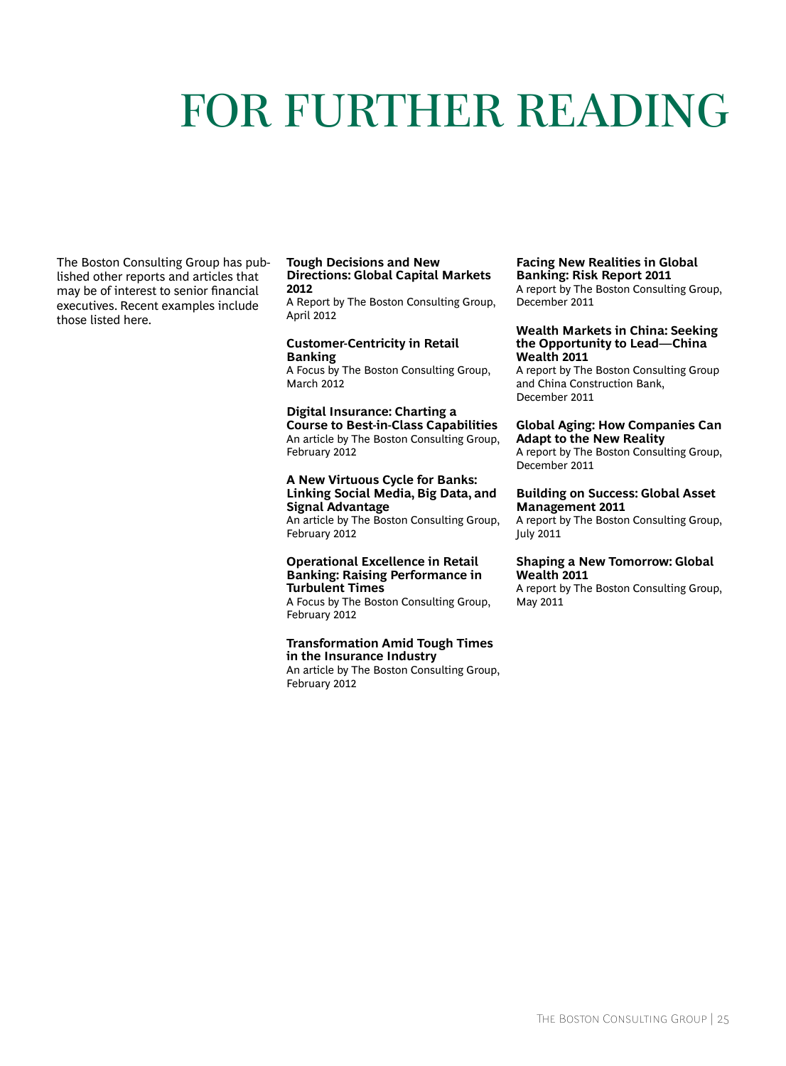# FOR FURTHER READING

The Boston Consulting Group has published other reports and articles that may be of interest to senior financial executives. Recent examples include those listed here.

**Tough Decisions and New Directions: Global Capital Markets 2012**
A Report by The Boston Consulting Group, April 2012

**Customer-Centricity in Retail Banking**
A Focus by The Boston Consulting Group, March 2012

**Digital Insurance: Charting a Course to Best-in-Class Capabilities**
An article by The Boston Consulting Group, February 2012

**A New Virtuous Cycle for Banks: Linking Social Media, Big Data, and Signal Advantage**
An article by The Boston Consulting Group, February 2012

**Operational Excellence in Retail Banking: Raising Performance in Turbulent Times**
A Focus by The Boston Consulting Group, February 2012

**Transformation Amid Tough Times in the Insurance Industry**
An article by The Boston Consulting Group, February 2012

**Facing New Realities in Global Banking: Risk Report 2011**
A report by The Boston Consulting Group, December 2011

**Wealth Markets in China: Seeking the Opportunity to Lead—China Wealth 2011**
A report by The Boston Consulting Group and China Construction Bank, December 2011

**Global Aging: How Companies Can Adapt to the New Reality**
A report by The Boston Consulting Group, December 2011

**Building on Success: Global Asset Management 2011**
A report by The Boston Consulting Group, July 2011

**Shaping a New Tomorrow: Global Wealth 2011**
A report by The Boston Consulting Group, May 2011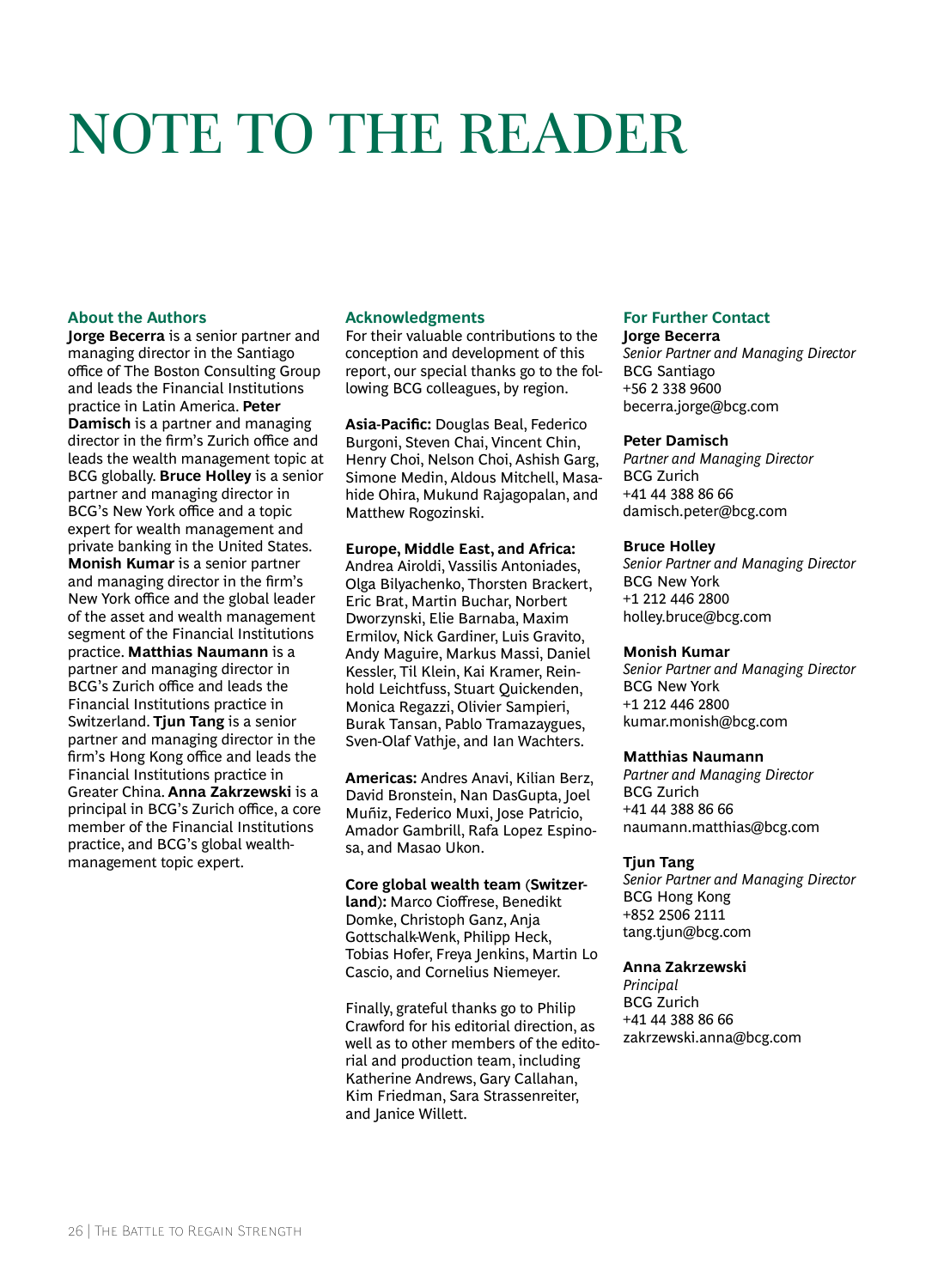# NOTE TO THE READER

## About the Authors

**Jorge Becerra** is a senior partner and managing director in the Santiago office of The Boston Consulting Group and leads the Financial Institutions practice in Latin America. **Peter Damisch** is a partner and managing director in the firm's Zurich office and leads the wealth management topic at BCG globally. **Bruce Holley** is a senior partner and managing director in BCG's New York office and a topic expert for wealth management and private banking in the United States. **Monish Kumar** is a senior partner and managing director in the firm's New York office and the global leader of the asset and wealth management segment of the Financial Institutions practice. **Matthias Naumann** is a partner and managing director in BCG's Zurich office and leads the Financial Institutions practice in Switzerland. **Tjun Tang** is a senior partner and managing director in the firm's Hong Kong office and leads the Financial Institutions practice in Greater China. **Anna Zakrzewski** is a principal in BCG's Zurich office, a core member of the Financial Institutions practice, and BCG's global wealth-management topic expert.

## Acknowledgments

For their valuable contributions to the conception and development of this report, our special thanks go to the following BCG colleagues, by region.

**Asia-Pacific:** Douglas Beal, Federico Burgoni, Steven Chai, Vincent Chin, Henry Choi, Nelson Choi, Ashish Garg, Simone Medin, Aldous Mitchell, Masahide Ohira, Mukund Rajagopalan, and Matthew Rogozinski.

**Europe, Middle East, and Africa:** Andrea Airoldi, Vassilis Antoniades, Olga Bilyachenko, Thorsten Brackert, Eric Brat, Martin Buchar, Norbert Dworzynski, Elie Barnaba, Maxim Ermilov, Nick Gardiner, Luis Gravito, Andy Maguire, Markus Massi, Daniel Kessler, Til Klein, Kai Kramer, Reinhold Leichtfuss, Stuart Quickenden, Monica Regazzi, Olivier Sampieri, Burak Tansan, Pablo Tramazaygues, Sven-Olaf Vathje, and Ian Wachters.

**Americas:** Andres Anavi, Kilian Berz, David Bronstein, Nan DasGupta, Joel Muñiz, Federico Muxi, Jose Patricio, Amador Gambrill, Rafa Lopez Espinosa, and Masao Ukon.

**Core global wealth team (Switzerland):** Marco Cioffrese, Benedikt Domke, Christoph Ganz, Anja Gottschalk-Wenk, Philipp Heck, Tobias Hofer, Freya Jenkins, Martin Lo Cascio, and Cornelius Niemeyer.

Finally, grateful thanks go to Philip Crawford for his editorial direction, as well as to other members of the editorial and production team, including Katherine Andrews, Gary Callahan, Kim Friedman, Sara Strassenreiter, and Janice Willett.

## For Further Contact

**Jorge Becerra**
*Senior Partner and Managing Director*
BCG Santiago
+56 2 338 9600
becerra.jorge@bcg.com

**Peter Damisch**
*Partner and Managing Director*
BCG Zurich
+41 44 388 86 66
damisch.peter@bcg.com

**Bruce Holley**
*Senior Partner and Managing Director*
BCG New York
+1 212 446 2800
holley.bruce@bcg.com

**Monish Kumar**
*Senior Partner and Managing Director*
BCG New York
+1 212 446 2800
kumar.monish@bcg.com

**Matthias Naumann**
*Partner and Managing Director*
BCG Zurich
+41 44 388 86 66
naumann.matthias@bcg.com

**Tjun Tang**
*Senior Partner and Managing Director*
BCG Hong Kong
+852 2506 2111
tang.tjun@bcg.com

**Anna Zakrzewski**
*Principal*
BCG Zurich
+41 44 388 86 66
zakrzewski.anna@bcg.com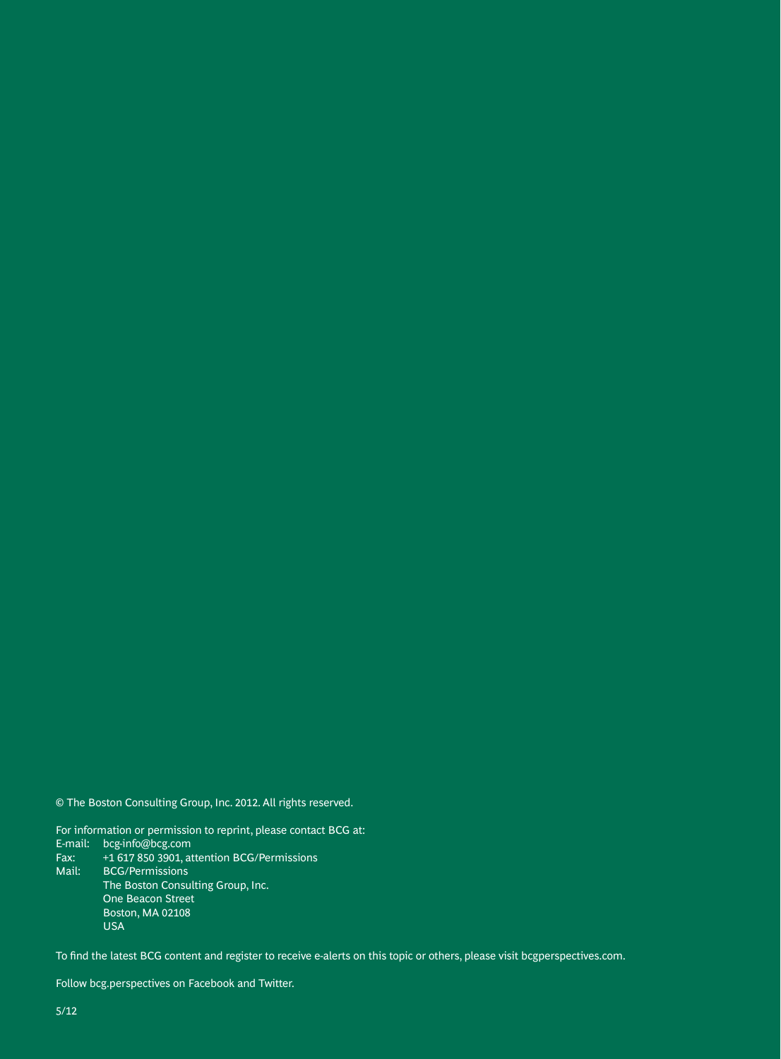© The Boston Consulting Group, Inc. 2012. All rights reserved.

For information or permission to reprint, please contact BCG at:

E-mail: bcg-info@bcg.com
Fax: +1 617 850 3901, attention BCG/Permissions
Mail: BCG/Permissions
The Boston Consulting Group, Inc.
One Beacon Street
Boston, MA 02108
USA

To find the latest BCG content and register to receive e-alerts on this topic or others, please visit bcgperspectives.com.

Follow bcg.perspectives on Facebook and Twitter.

5/12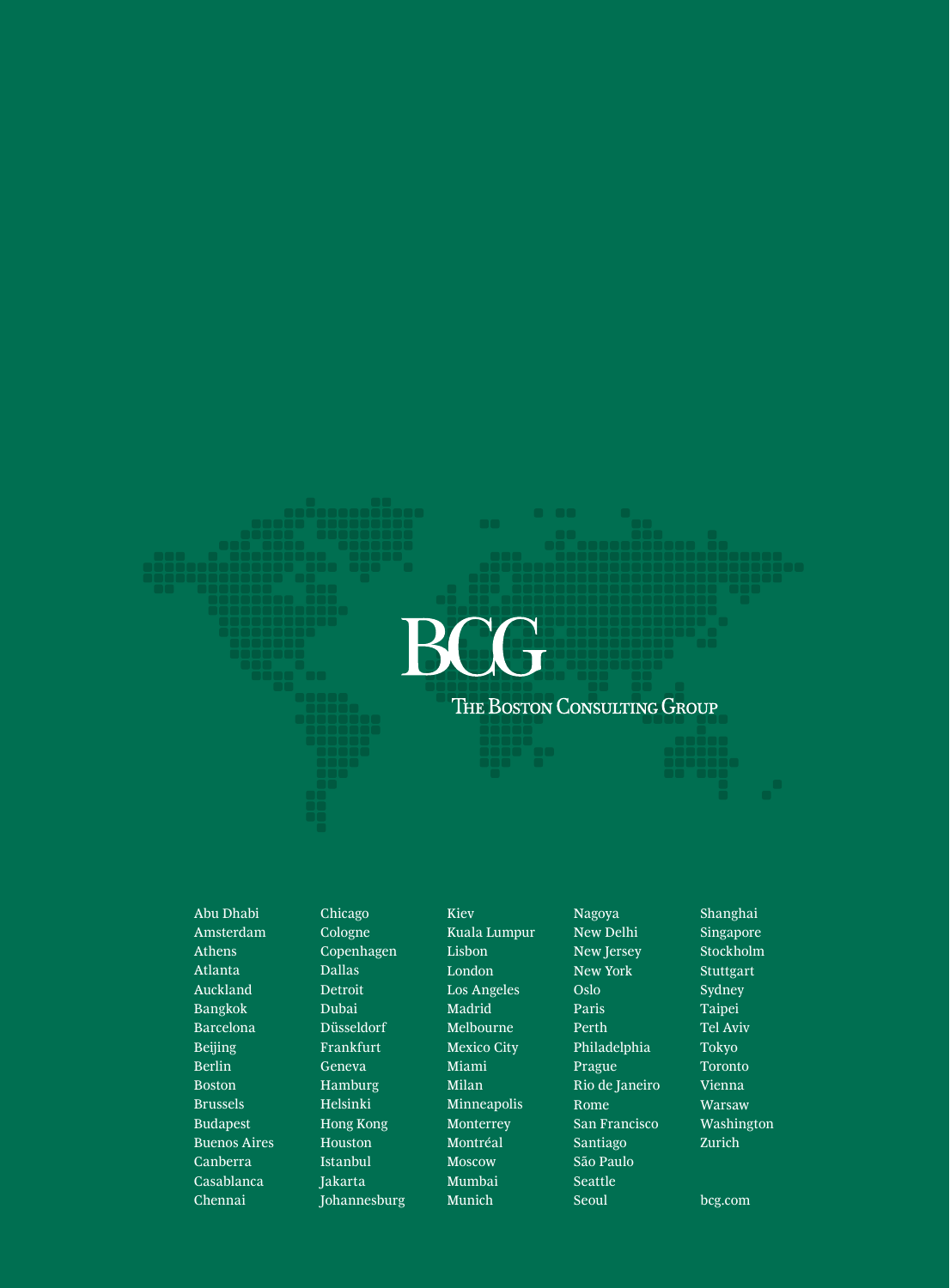BCG

The Boston Consulting Group

Abu Dhabi
Amsterdam
Athens
Atlanta
Auckland
Bangkok
Barcelona
Beijing
Berlin
Boston
Brussels
Budapest
Buenos Aires
Canberra
Casablanca
Chennai
Chicago
Cologne
Copenhagen
Dallas
Detroit
Dubai
Düsseldorf
Frankfurt
Geneva
Hamburg
Helsinki
Hong Kong
Houston
Istanbul
Jakarta
Johannesburg
Kiev
Kuala Lumpur
Lisbon
London
Los Angeles
Madrid
Melbourne
Mexico City
Miami
Milan
Minneapolis
Monterrey
Montréal
Moscow
Mumbai
Munich
Nagoya
New Delhi
New Jersey
New York
Oslo
Paris
Perth
Philadelphia
Prague
Rio de Janeiro
Rome
San Francisco
Santiago
São Paulo
Seattle
Seoul
Shanghai
Singapore
Stockholm
Stuttgart
Sydney
Taipei
Tel Aviv
Tokyo
Toronto
Vienna
Warsaw
Washington
Zurich

bcg.com